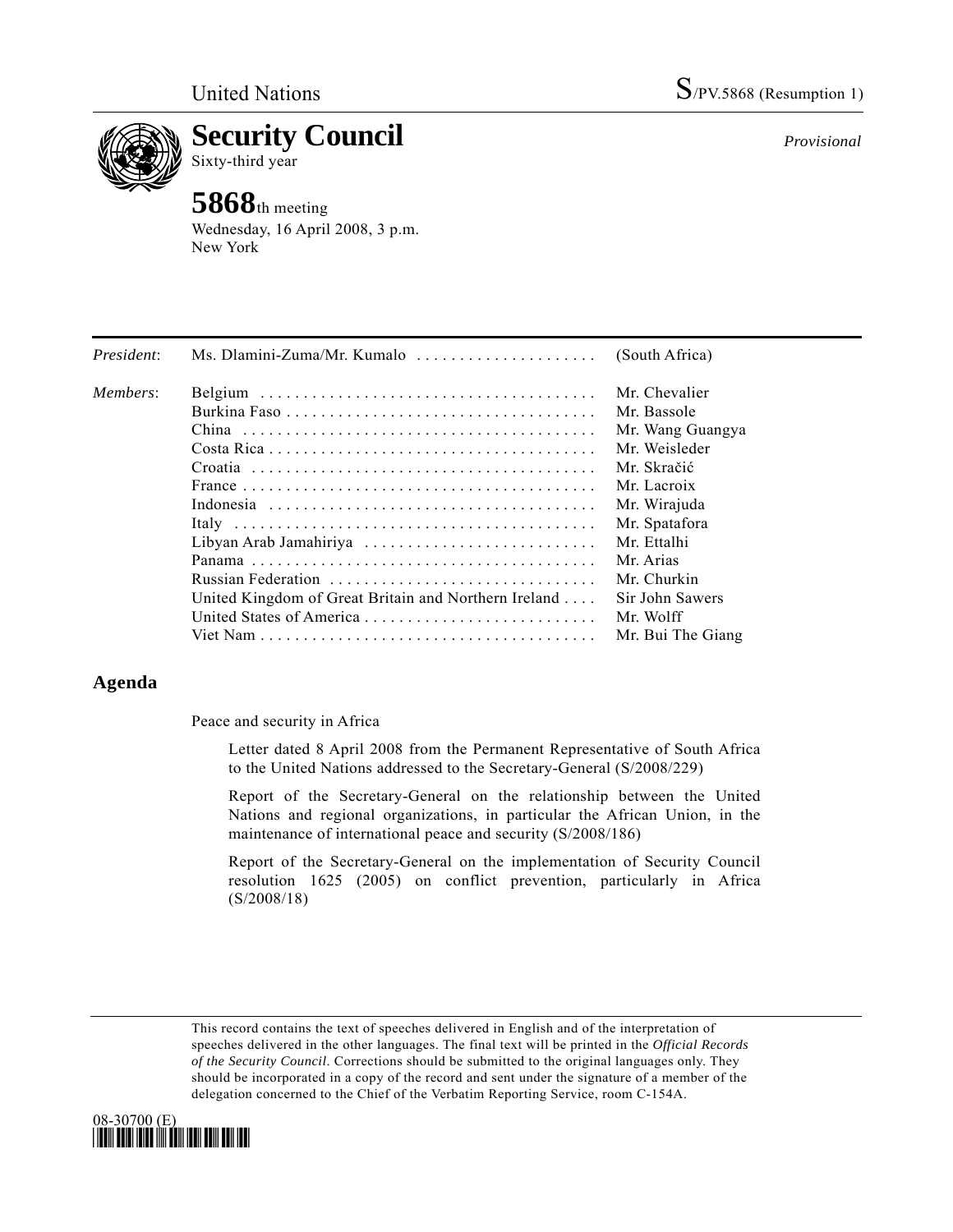United Nations S/PV.5868 (Resumption 1)

# Security Council

Sixty-third year

*Provisional*

## 5868th meeting

Wednesday, 16 April 2008, 3 p.m.
New York

| | | |
|---|---|---|
| *President*: | Ms. Dlamini-Zuma/Mr. Kumalo | (South Africa) |
| *Members*: | Belgium | Mr. Chevalier |
| | Burkina Faso | Mr. Bassole |
| | China | Mr. Wang Guangya |
| | Costa Rica | Mr. Weisleder |
| | Croatia | Mr. Skračić |
| | France | Mr. Lacroix |
| | Indonesia | Mr. Wirajuda |
| | Italy | Mr. Spatafora |
| | Libyan Arab Jamahiriya | Mr. Ettalhi |
| | Panama | Mr. Arias |
| | Russian Federation | Mr. Churkin |
| | United Kingdom of Great Britain and Northern Ireland | Sir John Sawers |
| | United States of America | Mr. Wolff |
| | Viet Nam | Mr. Bui The Giang |

## Agenda

Peace and security in Africa

Letter dated 8 April 2008 from the Permanent Representative of South Africa to the United Nations addressed to the Secretary-General (S/2008/229)

Report of the Secretary-General on the relationship between the United Nations and regional organizations, in particular the African Union, in the maintenance of international peace and security (S/2008/186)

Report of the Secretary-General on the implementation of Security Council resolution 1625 (2005) on conflict prevention, particularly in Africa (S/2008/18)

This record contains the text of speeches delivered in English and of the interpretation of speeches delivered in the other languages. The final text will be printed in the *Official Records of the Security Council*. Corrections should be submitted to the original languages only. They should be incorporated in a copy of the record and sent under the signature of a member of the delegation concerned to the Chief of the Verbatim Reporting Service, room C-154A.

08-30700 (E)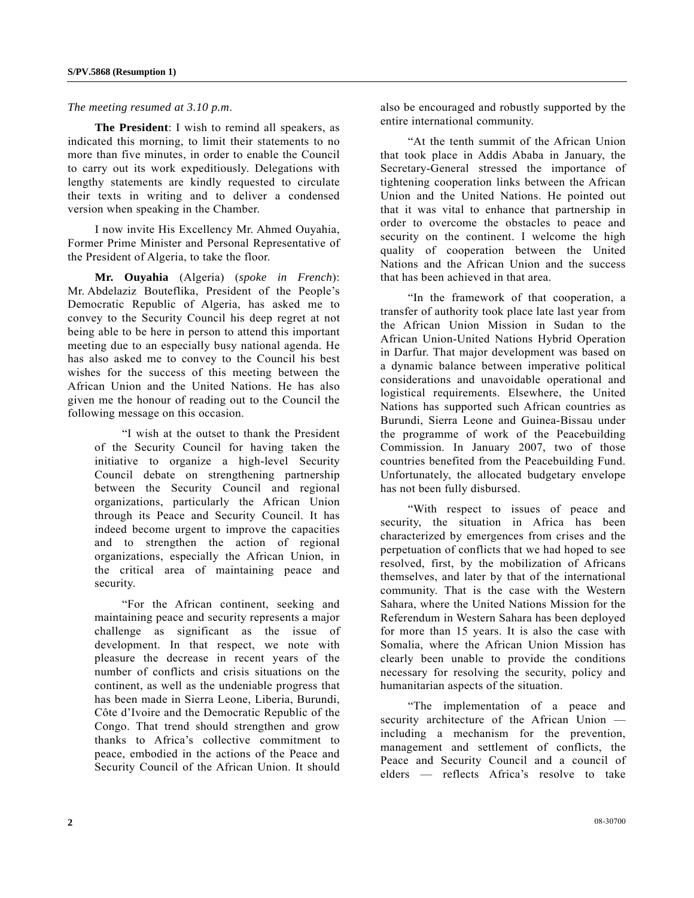*The meeting resumed at 3.10 p.m.*

**The President**: I wish to remind all speakers, as indicated this morning, to limit their statements to no more than five minutes, in order to enable the Council to carry out its work expeditiously. Delegations with lengthy statements are kindly requested to circulate their texts in writing and to deliver a condensed version when speaking in the Chamber.

I now invite His Excellency Mr. Ahmed Ouyahia, Former Prime Minister and Personal Representative of the President of Algeria, to take the floor.

**Mr. Ouyahia** (Algeria) (*spoke in French*): Mr. Abdelaziz Bouteflika, President of the People's Democratic Republic of Algeria, has asked me to convey to the Security Council his deep regret at not being able to be here in person to attend this important meeting due to an especially busy national agenda. He has also asked me to convey to the Council his best wishes for the success of this meeting between the African Union and the United Nations. He has also given me the honour of reading out to the Council the following message on this occasion.

> "I wish at the outset to thank the President of the Security Council for having taken the initiative to organize a high-level Security Council debate on strengthening partnership between the Security Council and regional organizations, particularly the African Union through its Peace and Security Council. It has indeed become urgent to improve the capacities and to strengthen the action of regional organizations, especially the African Union, in the critical area of maintaining peace and security.
>
> "For the African continent, seeking and maintaining peace and security represents a major challenge as significant as the issue of development. In that respect, we note with pleasure the decrease in recent years of the number of conflicts and crisis situations on the continent, as well as the undeniable progress that has been made in Sierra Leone, Liberia, Burundi, Côte d'Ivoire and the Democratic Republic of the Congo. That trend should strengthen and grow thanks to Africa's collective commitment to peace, embodied in the actions of the Peace and Security Council of the African Union. It should also be encouraged and robustly supported by the entire international community.
>
> "At the tenth summit of the African Union that took place in Addis Ababa in January, the Secretary-General stressed the importance of tightening cooperation links between the African Union and the United Nations. He pointed out that it was vital to enhance that partnership in order to overcome the obstacles to peace and security on the continent. I welcome the high quality of cooperation between the United Nations and the African Union and the success that has been achieved in that area.
>
> "In the framework of that cooperation, a transfer of authority took place late last year from the African Union Mission in Sudan to the African Union-United Nations Hybrid Operation in Darfur. That major development was based on a dynamic balance between imperative political considerations and unavoidable operational and logistical requirements. Elsewhere, the United Nations has supported such African countries as Burundi, Sierra Leone and Guinea-Bissau under the programme of work of the Peacebuilding Commission. In January 2007, two of those countries benefited from the Peacebuilding Fund. Unfortunately, the allocated budgetary envelope has not been fully disbursed.
>
> "With respect to issues of peace and security, the situation in Africa has been characterized by emergences from crises and the perpetuation of conflicts that we had hoped to see resolved, first, by the mobilization of Africans themselves, and later by that of the international community. That is the case with the Western Sahara, where the United Nations Mission for the Referendum in Western Sahara has been deployed for more than 15 years. It is also the case with Somalia, where the African Union Mission has clearly been unable to provide the conditions necessary for resolving the security, policy and humanitarian aspects of the situation.
>
> "The implementation of a peace and security architecture of the African Union — including a mechanism for the prevention, management and settlement of conflicts, the Peace and Security Council and a council of elders — reflects Africa's resolve to take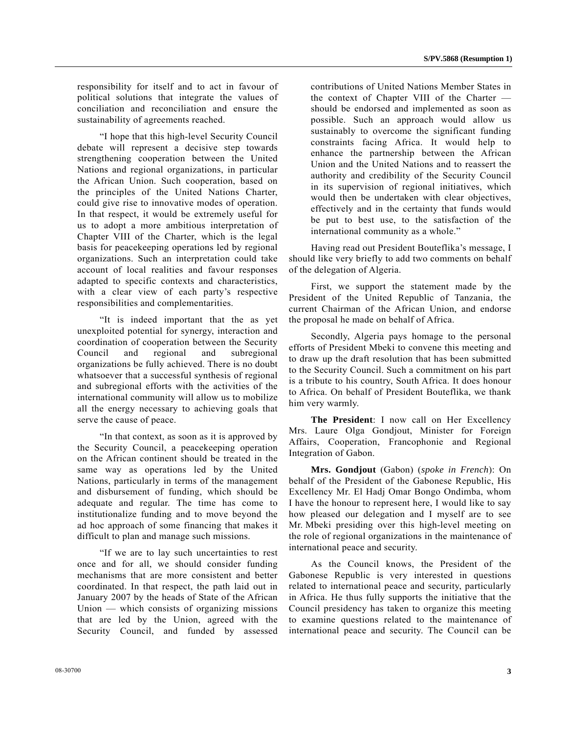responsibility for itself and to act in favour of political solutions that integrate the values of conciliation and reconciliation and ensure the sustainability of agreements reached.

"I hope that this high-level Security Council debate will represent a decisive step towards strengthening cooperation between the United Nations and regional organizations, in particular the African Union. Such cooperation, based on the principles of the United Nations Charter, could give rise to innovative modes of operation. In that respect, it would be extremely useful for us to adopt a more ambitious interpretation of Chapter VIII of the Charter, which is the legal basis for peacekeeping operations led by regional organizations. Such an interpretation could take account of local realities and favour responses adapted to specific contexts and characteristics, with a clear view of each party's respective responsibilities and complementarities.

"It is indeed important that the as yet unexploited potential for synergy, interaction and coordination of cooperation between the Security Council and regional and subregional organizations be fully achieved. There is no doubt whatsoever that a successful synthesis of regional and subregional efforts with the activities of the international community will allow us to mobilize all the energy necessary to achieving goals that serve the cause of peace.

"In that context, as soon as it is approved by the Security Council, a peacekeeping operation on the African continent should be treated in the same way as operations led by the United Nations, particularly in terms of the management and disbursement of funding, which should be adequate and regular. The time has come to institutionalize funding and to move beyond the ad hoc approach of some financing that makes it difficult to plan and manage such missions.

"If we are to lay such uncertainties to rest once and for all, we should consider funding mechanisms that are more consistent and better coordinated. In that respect, the path laid out in January 2007 by the heads of State of the African Union — which consists of organizing missions that are led by the Union, agreed with the Security Council, and funded by assessed contributions of United Nations Member States in the context of Chapter VIII of the Charter — should be endorsed and implemented as soon as possible. Such an approach would allow us sustainably to overcome the significant funding constraints facing Africa. It would help to enhance the partnership between the African Union and the United Nations and to reassert the authority and credibility of the Security Council in its supervision of regional initiatives, which would then be undertaken with clear objectives, effectively and in the certainty that funds would be put to best use, to the satisfaction of the international community as a whole."

Having read out President Bouteflika's message, I should like very briefly to add two comments on behalf of the delegation of Algeria.

First, we support the statement made by the President of the United Republic of Tanzania, the current Chairman of the African Union, and endorse the proposal he made on behalf of Africa.

Secondly, Algeria pays homage to the personal efforts of President Mbeki to convene this meeting and to draw up the draft resolution that has been submitted to the Security Council. Such a commitment on his part is a tribute to his country, South Africa. It does honour to Africa. On behalf of President Bouteflika, we thank him very warmly.

**The President**: I now call on Her Excellency Mrs. Laure Olga Gondjout, Minister for Foreign Affairs, Cooperation, Francophonie and Regional Integration of Gabon.

**Mrs. Gondjout** (Gabon) (*spoke in French*): On behalf of the President of the Gabonese Republic, His Excellency Mr. El Hadj Omar Bongo Ondimba, whom I have the honour to represent here, I would like to say how pleased our delegation and I myself are to see Mr. Mbeki presiding over this high-level meeting on the role of regional organizations in the maintenance of international peace and security.

As the Council knows, the President of the Gabonese Republic is very interested in questions related to international peace and security, particularly in Africa. He thus fully supports the initiative that the Council presidency has taken to organize this meeting to examine questions related to the maintenance of international peace and security. The Council can be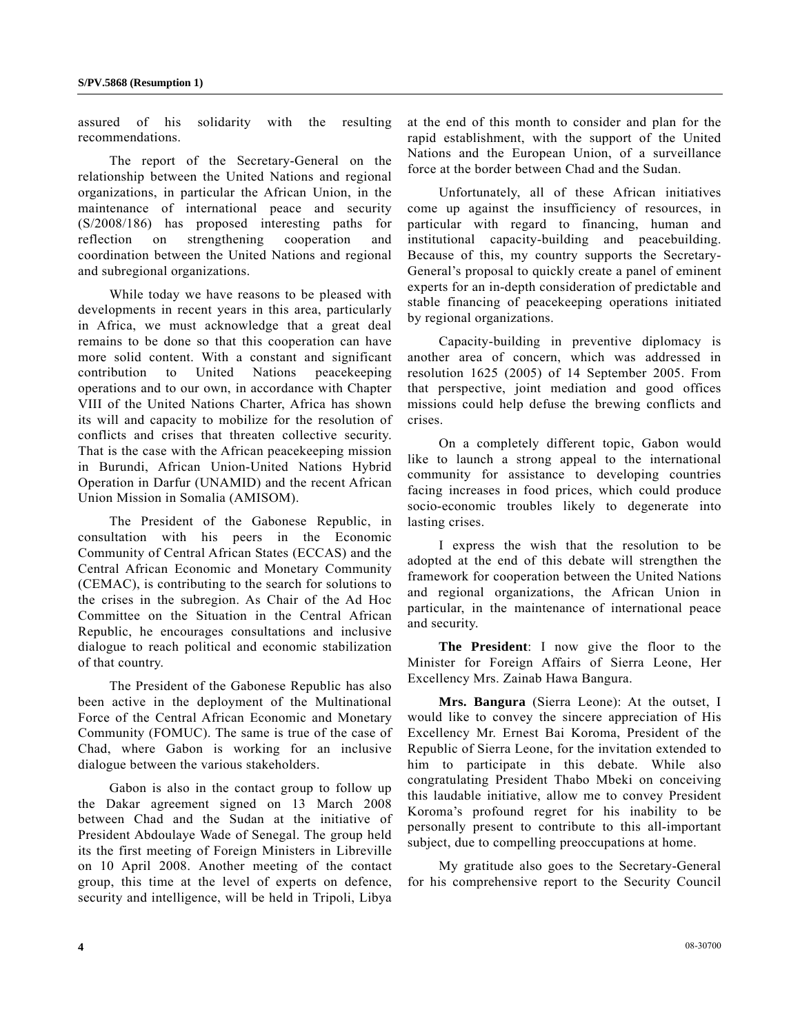assured of his solidarity with the resulting recommendations.

The report of the Secretary-General on the relationship between the United Nations and regional organizations, in particular the African Union, in the maintenance of international peace and security (S/2008/186) has proposed interesting paths for reflection on strengthening cooperation and coordination between the United Nations and regional and subregional organizations.

While today we have reasons to be pleased with developments in recent years in this area, particularly in Africa, we must acknowledge that a great deal remains to be done so that this cooperation can have more solid content. With a constant and significant contribution to United Nations peacekeeping operations and to our own, in accordance with Chapter VIII of the United Nations Charter, Africa has shown its will and capacity to mobilize for the resolution of conflicts and crises that threaten collective security. That is the case with the African peacekeeping mission in Burundi, African Union-United Nations Hybrid Operation in Darfur (UNAMID) and the recent African Union Mission in Somalia (AMISOM).

The President of the Gabonese Republic, in consultation with his peers in the Economic Community of Central African States (ECCAS) and the Central African Economic and Monetary Community (CEMAC), is contributing to the search for solutions to the crises in the subregion. As Chair of the Ad Hoc Committee on the Situation in the Central African Republic, he encourages consultations and inclusive dialogue to reach political and economic stabilization of that country.

The President of the Gabonese Republic has also been active in the deployment of the Multinational Force of the Central African Economic and Monetary Community (FOMUC). The same is true of the case of Chad, where Gabon is working for an inclusive dialogue between the various stakeholders.

Gabon is also in the contact group to follow up the Dakar agreement signed on 13 March 2008 between Chad and the Sudan at the initiative of President Abdoulaye Wade of Senegal. The group held its the first meeting of Foreign Ministers in Libreville on 10 April 2008. Another meeting of the contact group, this time at the level of experts on defence, security and intelligence, will be held in Tripoli, Libya at the end of this month to consider and plan for the rapid establishment, with the support of the United Nations and the European Union, of a surveillance force at the border between Chad and the Sudan.

Unfortunately, all of these African initiatives come up against the insufficiency of resources, in particular with regard to financing, human and institutional capacity-building and peacebuilding. Because of this, my country supports the Secretary-General's proposal to quickly create a panel of eminent experts for an in-depth consideration of predictable and stable financing of peacekeeping operations initiated by regional organizations.

Capacity-building in preventive diplomacy is another area of concern, which was addressed in resolution 1625 (2005) of 14 September 2005. From that perspective, joint mediation and good offices missions could help defuse the brewing conflicts and crises.

On a completely different topic, Gabon would like to launch a strong appeal to the international community for assistance to developing countries facing increases in food prices, which could produce socio-economic troubles likely to degenerate into lasting crises.

I express the wish that the resolution to be adopted at the end of this debate will strengthen the framework for cooperation between the United Nations and regional organizations, the African Union in particular, in the maintenance of international peace and security.

**The President**: I now give the floor to the Minister for Foreign Affairs of Sierra Leone, Her Excellency Mrs. Zainab Hawa Bangura.

**Mrs. Bangura** (Sierra Leone): At the outset, I would like to convey the sincere appreciation of His Excellency Mr. Ernest Bai Koroma, President of the Republic of Sierra Leone, for the invitation extended to him to participate in this debate. While also congratulating President Thabo Mbeki on conceiving this laudable initiative, allow me to convey President Koroma's profound regret for his inability to be personally present to contribute to this all-important subject, due to compelling preoccupations at home.

My gratitude also goes to the Secretary-General for his comprehensive report to the Security Council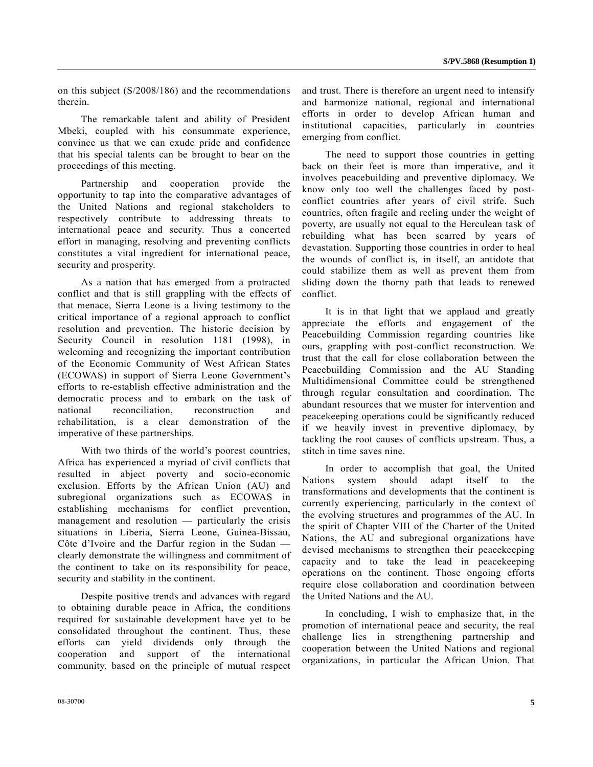on this subject (S/2008/186) and the recommendations therein.

The remarkable talent and ability of President Mbeki, coupled with his consummate experience, convince us that we can exude pride and confidence that his special talents can be brought to bear on the proceedings of this meeting.

Partnership and cooperation provide the opportunity to tap into the comparative advantages of the United Nations and regional stakeholders to respectively contribute to addressing threats to international peace and security. Thus a concerted effort in managing, resolving and preventing conflicts constitutes a vital ingredient for international peace, security and prosperity.

As a nation that has emerged from a protracted conflict and that is still grappling with the effects of that menace, Sierra Leone is a living testimony to the critical importance of a regional approach to conflict resolution and prevention. The historic decision by Security Council in resolution 1181 (1998), in welcoming and recognizing the important contribution of the Economic Community of West African States (ECOWAS) in support of Sierra Leone Government's efforts to re-establish effective administration and the democratic process and to embark on the task of national reconciliation, reconstruction and rehabilitation, is a clear demonstration of the imperative of these partnerships.

With two thirds of the world's poorest countries, Africa has experienced a myriad of civil conflicts that resulted in abject poverty and socio-economic exclusion. Efforts by the African Union (AU) and subregional organizations such as ECOWAS in establishing mechanisms for conflict prevention, management and resolution — particularly the crisis situations in Liberia, Sierra Leone, Guinea-Bissau, Côte d'Ivoire and the Darfur region in the Sudan — clearly demonstrate the willingness and commitment of the continent to take on its responsibility for peace, security and stability in the continent.

Despite positive trends and advances with regard to obtaining durable peace in Africa, the conditions required for sustainable development have yet to be consolidated throughout the continent. Thus, these efforts can yield dividends only through the cooperation and support of the international community, based on the principle of mutual respect and trust. There is therefore an urgent need to intensify and harmonize national, regional and international efforts in order to develop African human and institutional capacities, particularly in countries emerging from conflict.

The need to support those countries in getting back on their feet is more than imperative, and it involves peacebuilding and preventive diplomacy. We know only too well the challenges faced by post-conflict countries after years of civil strife. Such countries, often fragile and reeling under the weight of poverty, are usually not equal to the Herculean task of rebuilding what has been scarred by years of devastation. Supporting those countries in order to heal the wounds of conflict is, in itself, an antidote that could stabilize them as well as prevent them from sliding down the thorny path that leads to renewed conflict.

It is in that light that we applaud and greatly appreciate the efforts and engagement of the Peacebuilding Commission regarding countries like ours, grappling with post-conflict reconstruction. We trust that the call for close collaboration between the Peacebuilding Commission and the AU Standing Multidimensional Committee could be strengthened through regular consultation and coordination. The abundant resources that we muster for intervention and peacekeeping operations could be significantly reduced if we heavily invest in preventive diplomacy, by tackling the root causes of conflicts upstream. Thus, a stitch in time saves nine.

In order to accomplish that goal, the United Nations system should adapt itself to the transformations and developments that the continent is currently experiencing, particularly in the context of the evolving structures and programmes of the AU. In the spirit of Chapter VIII of the Charter of the United Nations, the AU and subregional organizations have devised mechanisms to strengthen their peacekeeping capacity and to take the lead in peacekeeping operations on the continent. Those ongoing efforts require close collaboration and coordination between the United Nations and the AU.

In concluding, I wish to emphasize that, in the promotion of international peace and security, the real challenge lies in strengthening partnership and cooperation between the United Nations and regional organizations, in particular the African Union. That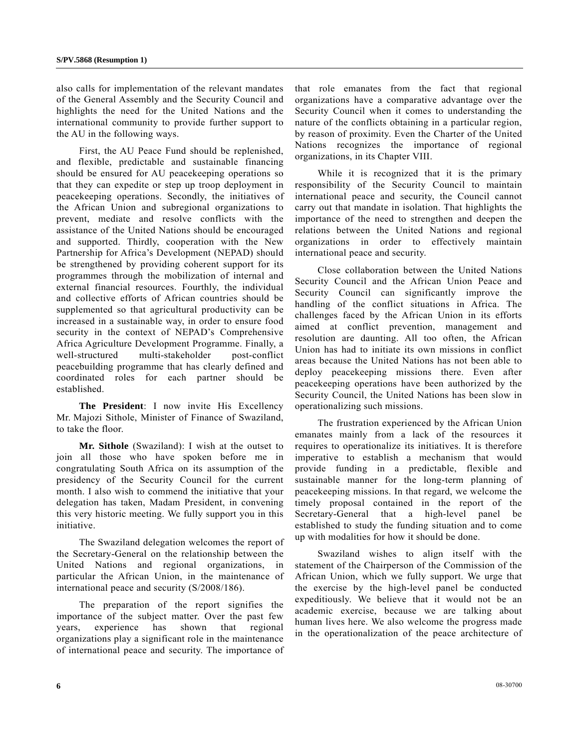also calls for implementation of the relevant mandates of the General Assembly and the Security Council and highlights the need for the United Nations and the international community to provide further support to the AU in the following ways.

First, the AU Peace Fund should be replenished, and flexible, predictable and sustainable financing should be ensured for AU peacekeeping operations so that they can expedite or step up troop deployment in peacekeeping operations. Secondly, the initiatives of the African Union and subregional organizations to prevent, mediate and resolve conflicts with the assistance of the United Nations should be encouraged and supported. Thirdly, cooperation with the New Partnership for Africa's Development (NEPAD) should be strengthened by providing coherent support for its programmes through the mobilization of internal and external financial resources. Fourthly, the individual and collective efforts of African countries should be supplemented so that agricultural productivity can be increased in a sustainable way, in order to ensure food security in the context of NEPAD's Comprehensive Africa Agriculture Development Programme. Finally, a well-structured multi-stakeholder post-conflict peacebuilding programme that has clearly defined and coordinated roles for each partner should be established.

**The President**: I now invite His Excellency Mr. Majozi Sithole, Minister of Finance of Swaziland, to take the floor.

**Mr. Sithole** (Swaziland): I wish at the outset to join all those who have spoken before me in congratulating South Africa on its assumption of the presidency of the Security Council for the current month. I also wish to commend the initiative that your delegation has taken, Madam President, in convening this very historic meeting. We fully support you in this initiative.

The Swaziland delegation welcomes the report of the Secretary-General on the relationship between the United Nations and regional organizations, in particular the African Union, in the maintenance of international peace and security (S/2008/186).

The preparation of the report signifies the importance of the subject matter. Over the past few years, experience has shown that regional organizations play a significant role in the maintenance of international peace and security. The importance of that role emanates from the fact that regional organizations have a comparative advantage over the Security Council when it comes to understanding the nature of the conflicts obtaining in a particular region, by reason of proximity. Even the Charter of the United Nations recognizes the importance of regional organizations, in its Chapter VIII.

While it is recognized that it is the primary responsibility of the Security Council to maintain international peace and security, the Council cannot carry out that mandate in isolation. That highlights the importance of the need to strengthen and deepen the relations between the United Nations and regional organizations in order to effectively maintain international peace and security.

Close collaboration between the United Nations Security Council and the African Union Peace and Security Council can significantly improve the handling of the conflict situations in Africa. The challenges faced by the African Union in its efforts aimed at conflict prevention, management and resolution are daunting. All too often, the African Union has had to initiate its own missions in conflict areas because the United Nations has not been able to deploy peacekeeping missions there. Even after peacekeeping operations have been authorized by the Security Council, the United Nations has been slow in operationalizing such missions.

The frustration experienced by the African Union emanates mainly from a lack of the resources it requires to operationalize its initiatives. It is therefore imperative to establish a mechanism that would provide funding in a predictable, flexible and sustainable manner for the long-term planning of peacekeeping missions. In that regard, we welcome the timely proposal contained in the report of the Secretary-General that a high-level panel be established to study the funding situation and to come up with modalities for how it should be done.

Swaziland wishes to align itself with the statement of the Chairperson of the Commission of the African Union, which we fully support. We urge that the exercise by the high-level panel be conducted expeditiously. We believe that it would not be an academic exercise, because we are talking about human lives here. We also welcome the progress made in the operationalization of the peace architecture of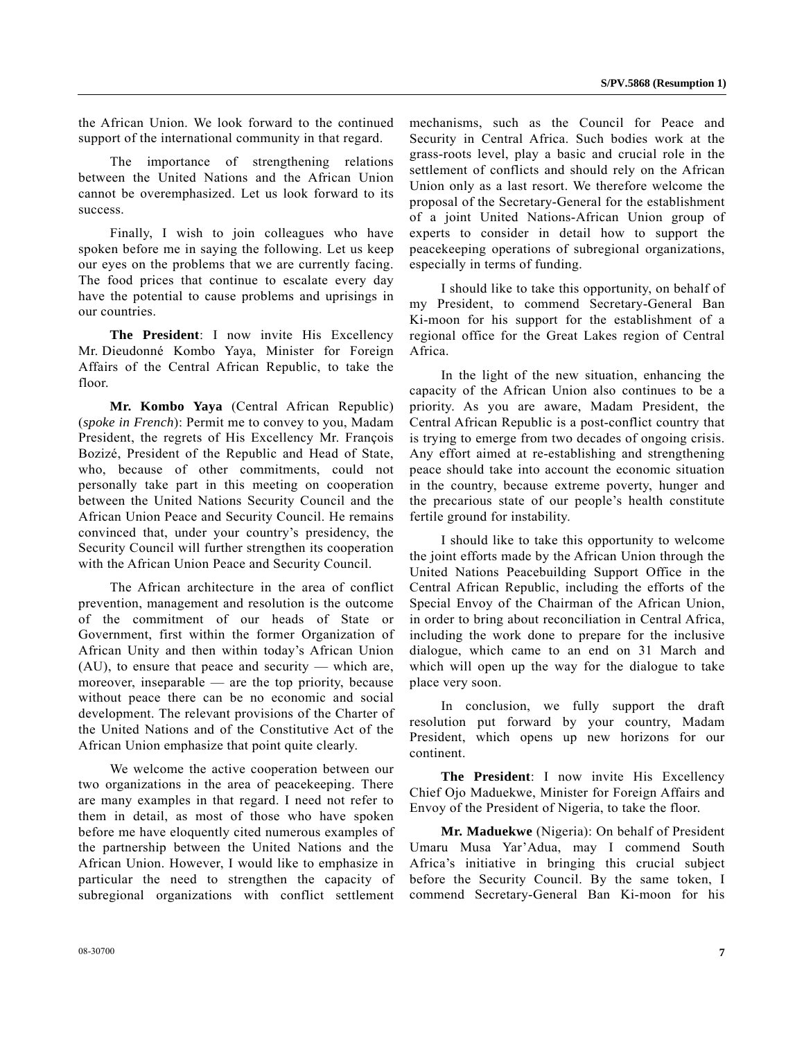the African Union. We look forward to the continued support of the international community in that regard.

The importance of strengthening relations between the United Nations and the African Union cannot be overemphasized. Let us look forward to its success.

Finally, I wish to join colleagues who have spoken before me in saying the following. Let us keep our eyes on the problems that we are currently facing. The food prices that continue to escalate every day have the potential to cause problems and uprisings in our countries.

**The President**: I now invite His Excellency Mr. Dieudonné Kombo Yaya, Minister for Foreign Affairs of the Central African Republic, to take the floor.

**Mr. Kombo Yaya** (Central African Republic) (*spoke in French*): Permit me to convey to you, Madam President, the regrets of His Excellency Mr. François Bozizé, President of the Republic and Head of State, who, because of other commitments, could not personally take part in this meeting on cooperation between the United Nations Security Council and the African Union Peace and Security Council. He remains convinced that, under your country's presidency, the Security Council will further strengthen its cooperation with the African Union Peace and Security Council.

The African architecture in the area of conflict prevention, management and resolution is the outcome of the commitment of our heads of State or Government, first within the former Organization of African Unity and then within today's African Union (AU), to ensure that peace and security — which are, moreover, inseparable — are the top priority, because without peace there can be no economic and social development. The relevant provisions of the Charter of the United Nations and of the Constitutive Act of the African Union emphasize that point quite clearly.

We welcome the active cooperation between our two organizations in the area of peacekeeping. There are many examples in that regard. I need not refer to them in detail, as most of those who have spoken before me have eloquently cited numerous examples of the partnership between the United Nations and the African Union. However, I would like to emphasize in particular the need to strengthen the capacity of subregional organizations with conflict settlement mechanisms, such as the Council for Peace and Security in Central Africa. Such bodies work at the grass-roots level, play a basic and crucial role in the settlement of conflicts and should rely on the African Union only as a last resort. We therefore welcome the proposal of the Secretary-General for the establishment of a joint United Nations-African Union group of experts to consider in detail how to support the peacekeeping operations of subregional organizations, especially in terms of funding.

I should like to take this opportunity, on behalf of my President, to commend Secretary-General Ban Ki-moon for his support for the establishment of a regional office for the Great Lakes region of Central Africa.

In the light of the new situation, enhancing the capacity of the African Union also continues to be a priority. As you are aware, Madam President, the Central African Republic is a post-conflict country that is trying to emerge from two decades of ongoing crisis. Any effort aimed at re-establishing and strengthening peace should take into account the economic situation in the country, because extreme poverty, hunger and the precarious state of our people's health constitute fertile ground for instability.

I should like to take this opportunity to welcome the joint efforts made by the African Union through the United Nations Peacebuilding Support Office in the Central African Republic, including the efforts of the Special Envoy of the Chairman of the African Union, in order to bring about reconciliation in Central Africa, including the work done to prepare for the inclusive dialogue, which came to an end on 31 March and which will open up the way for the dialogue to take place very soon.

In conclusion, we fully support the draft resolution put forward by your country, Madam President, which opens up new horizons for our continent.

**The President**: I now invite His Excellency Chief Ojo Maduekwe, Minister for Foreign Affairs and Envoy of the President of Nigeria, to take the floor.

**Mr. Maduekwe** (Nigeria): On behalf of President Umaru Musa Yar'Adua, may I commend South Africa's initiative in bringing this crucial subject before the Security Council. By the same token, I commend Secretary-General Ban Ki-moon for his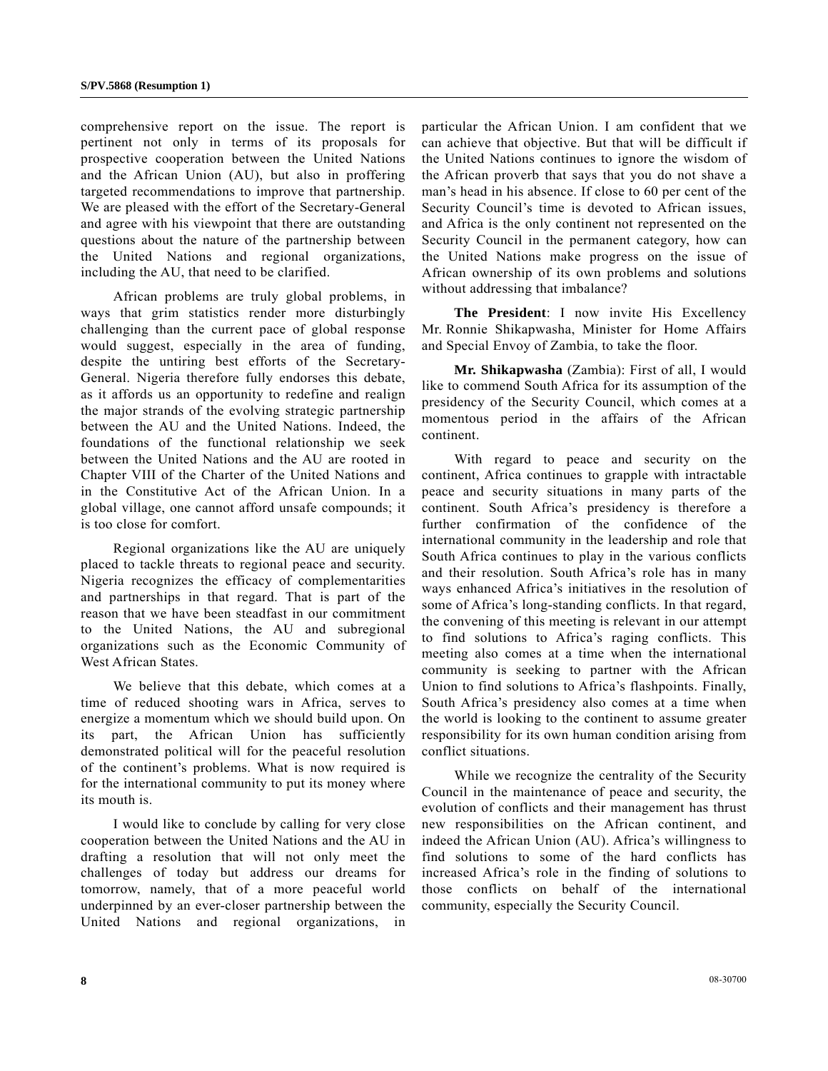comprehensive report on the issue. The report is pertinent not only in terms of its proposals for prospective cooperation between the United Nations and the African Union (AU), but also in proffering targeted recommendations to improve that partnership. We are pleased with the effort of the Secretary-General and agree with his viewpoint that there are outstanding questions about the nature of the partnership between the United Nations and regional organizations, including the AU, that need to be clarified.

African problems are truly global problems, in ways that grim statistics render more disturbingly challenging than the current pace of global response would suggest, especially in the area of funding, despite the untiring best efforts of the Secretary-General. Nigeria therefore fully endorses this debate, as it affords us an opportunity to redefine and realign the major strands of the evolving strategic partnership between the AU and the United Nations. Indeed, the foundations of the functional relationship we seek between the United Nations and the AU are rooted in Chapter VIII of the Charter of the United Nations and in the Constitutive Act of the African Union. In a global village, one cannot afford unsafe compounds; it is too close for comfort.

Regional organizations like the AU are uniquely placed to tackle threats to regional peace and security. Nigeria recognizes the efficacy of complementarities and partnerships in that regard. That is part of the reason that we have been steadfast in our commitment to the United Nations, the AU and subregional organizations such as the Economic Community of West African States.

We believe that this debate, which comes at a time of reduced shooting wars in Africa, serves to energize a momentum which we should build upon. On its part, the African Union has sufficiently demonstrated political will for the peaceful resolution of the continent's problems. What is now required is for the international community to put its money where its mouth is.

I would like to conclude by calling for very close cooperation between the United Nations and the AU in drafting a resolution that will not only meet the challenges of today but address our dreams for tomorrow, namely, that of a more peaceful world underpinned by an ever-closer partnership between the United Nations and regional organizations, in particular the African Union. I am confident that we can achieve that objective. But that will be difficult if the United Nations continues to ignore the wisdom of the African proverb that says that you do not shave a man's head in his absence. If close to 60 per cent of the Security Council's time is devoted to African issues, and Africa is the only continent not represented on the Security Council in the permanent category, how can the United Nations make progress on the issue of African ownership of its own problems and solutions without addressing that imbalance?

**The President**: I now invite His Excellency Mr. Ronnie Shikapwasha, Minister for Home Affairs and Special Envoy of Zambia, to take the floor.

**Mr. Shikapwasha** (Zambia): First of all, I would like to commend South Africa for its assumption of the presidency of the Security Council, which comes at a momentous period in the affairs of the African continent.

With regard to peace and security on the continent, Africa continues to grapple with intractable peace and security situations in many parts of the continent. South Africa's presidency is therefore a further confirmation of the confidence of the international community in the leadership and role that South Africa continues to play in the various conflicts and their resolution. South Africa's role has in many ways enhanced Africa's initiatives in the resolution of some of Africa's long-standing conflicts. In that regard, the convening of this meeting is relevant in our attempt to find solutions to Africa's raging conflicts. This meeting also comes at a time when the international community is seeking to partner with the African Union to find solutions to Africa's flashpoints. Finally, South Africa's presidency also comes at a time when the world is looking to the continent to assume greater responsibility for its own human condition arising from conflict situations.

While we recognize the centrality of the Security Council in the maintenance of peace and security, the evolution of conflicts and their management has thrust new responsibilities on the African continent, and indeed the African Union (AU). Africa's willingness to find solutions to some of the hard conflicts has increased Africa's role in the finding of solutions to those conflicts on behalf of the international community, especially the Security Council.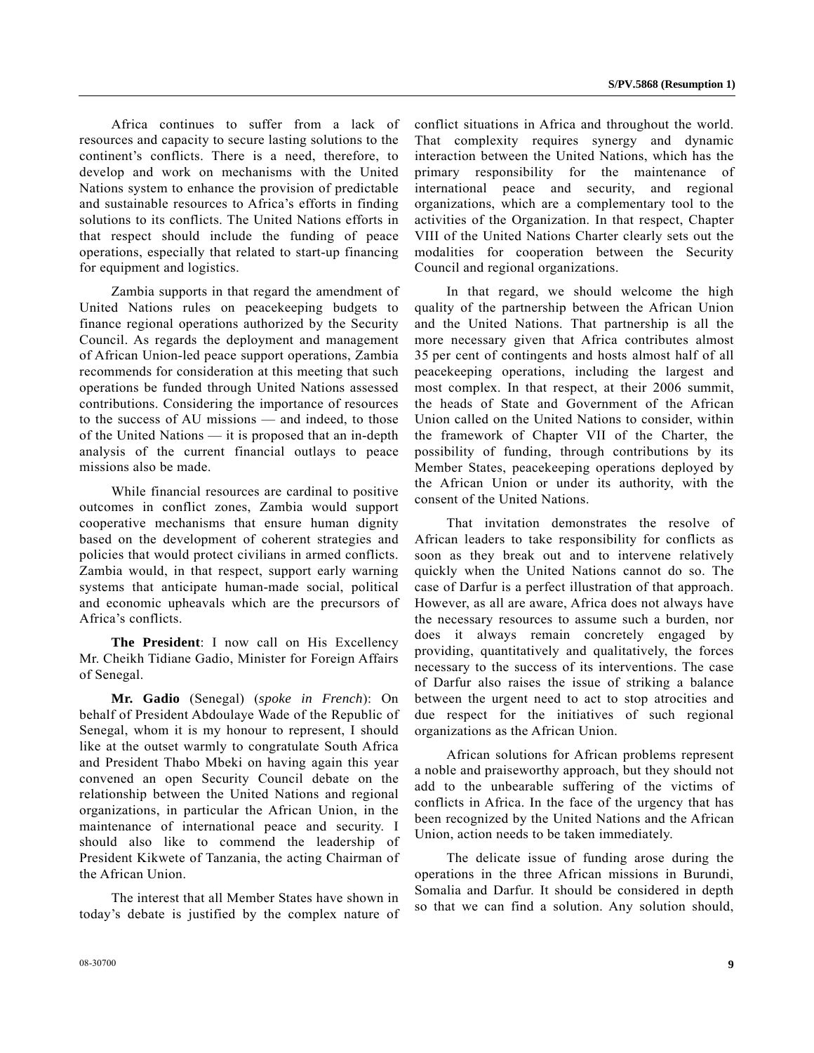Africa continues to suffer from a lack of resources and capacity to secure lasting solutions to the continent's conflicts. There is a need, therefore, to develop and work on mechanisms with the United Nations system to enhance the provision of predictable and sustainable resources to Africa's efforts in finding solutions to its conflicts. The United Nations efforts in that respect should include the funding of peace operations, especially that related to start-up financing for equipment and logistics.

Zambia supports in that regard the amendment of United Nations rules on peacekeeping budgets to finance regional operations authorized by the Security Council. As regards the deployment and management of African Union-led peace support operations, Zambia recommends for consideration at this meeting that such operations be funded through United Nations assessed contributions. Considering the importance of resources to the success of AU missions — and indeed, to those of the United Nations — it is proposed that an in-depth analysis of the current financial outlays to peace missions also be made.

While financial resources are cardinal to positive outcomes in conflict zones, Zambia would support cooperative mechanisms that ensure human dignity based on the development of coherent strategies and policies that would protect civilians in armed conflicts. Zambia would, in that respect, support early warning systems that anticipate human-made social, political and economic upheavals which are the precursors of Africa's conflicts.

**The President**: I now call on His Excellency Mr. Cheikh Tidiane Gadio, Minister for Foreign Affairs of Senegal.

**Mr. Gadio** (Senegal) (*spoke in French*): On behalf of President Abdoulaye Wade of the Republic of Senegal, whom it is my honour to represent, I should like at the outset warmly to congratulate South Africa and President Thabo Mbeki on having again this year convened an open Security Council debate on the relationship between the United Nations and regional organizations, in particular the African Union, in the maintenance of international peace and security. I should also like to commend the leadership of President Kikwete of Tanzania, the acting Chairman of the African Union.

The interest that all Member States have shown in today's debate is justified by the complex nature of conflict situations in Africa and throughout the world. That complexity requires synergy and dynamic interaction between the United Nations, which has the primary responsibility for the maintenance of international peace and security, and regional organizations, which are a complementary tool to the activities of the Organization. In that respect, Chapter VIII of the United Nations Charter clearly sets out the modalities for cooperation between the Security Council and regional organizations.

In that regard, we should welcome the high quality of the partnership between the African Union and the United Nations. That partnership is all the more necessary given that Africa contributes almost 35 per cent of contingents and hosts almost half of all peacekeeping operations, including the largest and most complex. In that respect, at their 2006 summit, the heads of State and Government of the African Union called on the United Nations to consider, within the framework of Chapter VII of the Charter, the possibility of funding, through contributions by its Member States, peacekeeping operations deployed by the African Union or under its authority, with the consent of the United Nations.

That invitation demonstrates the resolve of African leaders to take responsibility for conflicts as soon as they break out and to intervene relatively quickly when the United Nations cannot do so. The case of Darfur is a perfect illustration of that approach. However, as all are aware, Africa does not always have the necessary resources to assume such a burden, nor does it always remain concretely engaged by providing, quantitatively and qualitatively, the forces necessary to the success of its interventions. The case of Darfur also raises the issue of striking a balance between the urgent need to act to stop atrocities and due respect for the initiatives of such regional organizations as the African Union.

African solutions for African problems represent a noble and praiseworthy approach, but they should not add to the unbearable suffering of the victims of conflicts in Africa. In the face of the urgency that has been recognized by the United Nations and the African Union, action needs to be taken immediately.

The delicate issue of funding arose during the operations in the three African missions in Burundi, Somalia and Darfur. It should be considered in depth so that we can find a solution. Any solution should,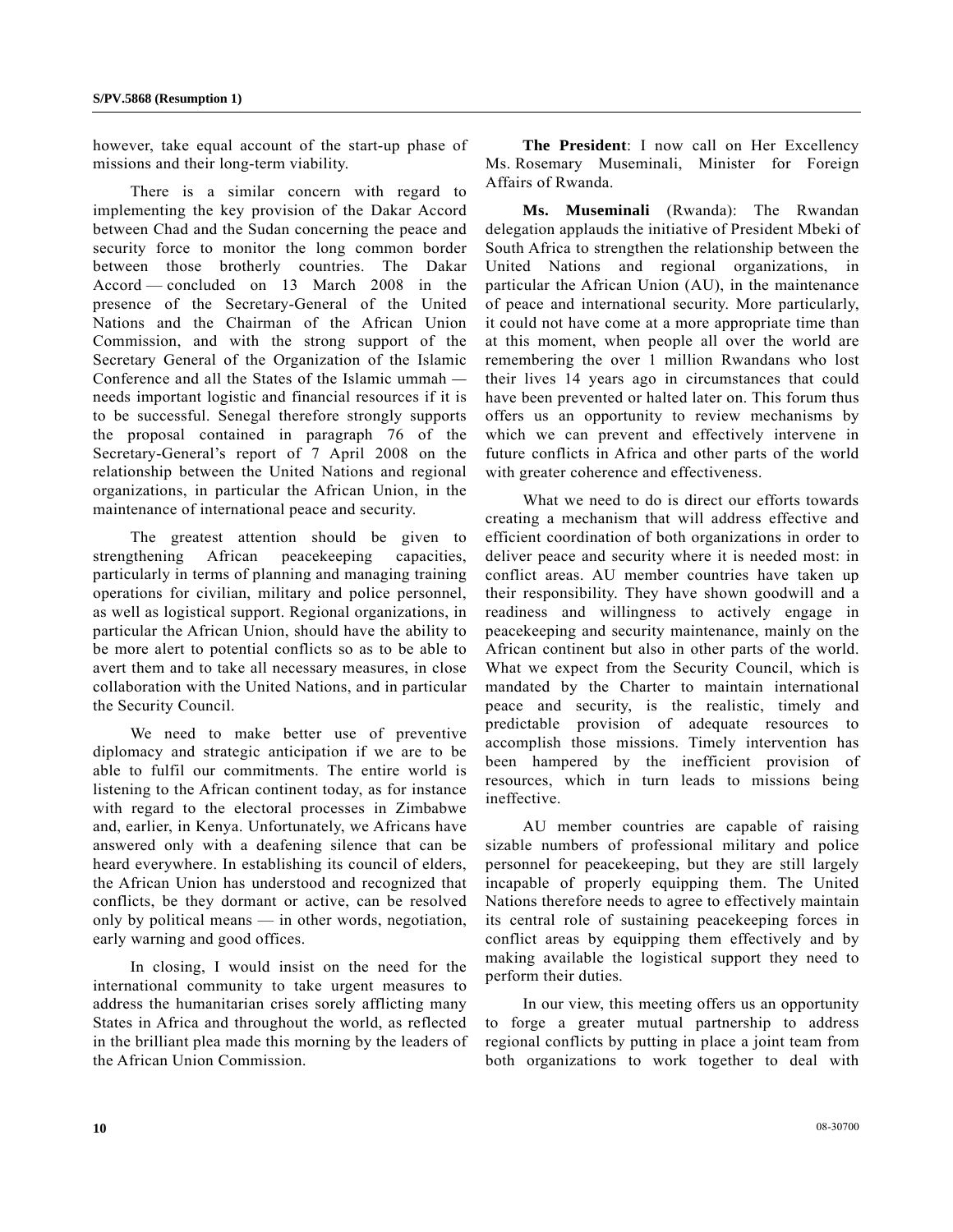however, take equal account of the start-up phase of missions and their long-term viability.

There is a similar concern with regard to implementing the key provision of the Dakar Accord between Chad and the Sudan concerning the peace and security force to monitor the long common border between those brotherly countries. The Dakar Accord — concluded on 13 March 2008 in the presence of the Secretary-General of the United Nations and the Chairman of the African Union Commission, and with the strong support of the Secretary General of the Organization of the Islamic Conference and all the States of the Islamic ummah — needs important logistic and financial resources if it is to be successful. Senegal therefore strongly supports the proposal contained in paragraph 76 of the Secretary-General's report of 7 April 2008 on the relationship between the United Nations and regional organizations, in particular the African Union, in the maintenance of international peace and security.

The greatest attention should be given to strengthening African peacekeeping capacities, particularly in terms of planning and managing training operations for civilian, military and police personnel, as well as logistical support. Regional organizations, in particular the African Union, should have the ability to be more alert to potential conflicts so as to be able to avert them and to take all necessary measures, in close collaboration with the United Nations, and in particular the Security Council.

We need to make better use of preventive diplomacy and strategic anticipation if we are to be able to fulfil our commitments. The entire world is listening to the African continent today, as for instance with regard to the electoral processes in Zimbabwe and, earlier, in Kenya. Unfortunately, we Africans have answered only with a deafening silence that can be heard everywhere. In establishing its council of elders, the African Union has understood and recognized that conflicts, be they dormant or active, can be resolved only by political means — in other words, negotiation, early warning and good offices.

In closing, I would insist on the need for the international community to take urgent measures to address the humanitarian crises sorely afflicting many States in Africa and throughout the world, as reflected in the brilliant plea made this morning by the leaders of the African Union Commission.

**The President**: I now call on Her Excellency Ms. Rosemary Museminali, Minister for Foreign Affairs of Rwanda.

**Ms. Museminali** (Rwanda): The Rwandan delegation applauds the initiative of President Mbeki of South Africa to strengthen the relationship between the United Nations and regional organizations, in particular the African Union (AU), in the maintenance of peace and international security. More particularly, it could not have come at a more appropriate time than at this moment, when people all over the world are remembering the over 1 million Rwandans who lost their lives 14 years ago in circumstances that could have been prevented or halted later on. This forum thus offers us an opportunity to review mechanisms by which we can prevent and effectively intervene in future conflicts in Africa and other parts of the world with greater coherence and effectiveness.

What we need to do is direct our efforts towards creating a mechanism that will address effective and efficient coordination of both organizations in order to deliver peace and security where it is needed most: in conflict areas. AU member countries have taken up their responsibility. They have shown goodwill and a readiness and willingness to actively engage in peacekeeping and security maintenance, mainly on the African continent but also in other parts of the world. What we expect from the Security Council, which is mandated by the Charter to maintain international peace and security, is the realistic, timely and predictable provision of adequate resources to accomplish those missions. Timely intervention has been hampered by the inefficient provision of resources, which in turn leads to missions being ineffective.

AU member countries are capable of raising sizable numbers of professional military and police personnel for peacekeeping, but they are still largely incapable of properly equipping them. The United Nations therefore needs to agree to effectively maintain its central role of sustaining peacekeeping forces in conflict areas by equipping them effectively and by making available the logistical support they need to perform their duties.

In our view, this meeting offers us an opportunity to forge a greater mutual partnership to address regional conflicts by putting in place a joint team from both organizations to work together to deal with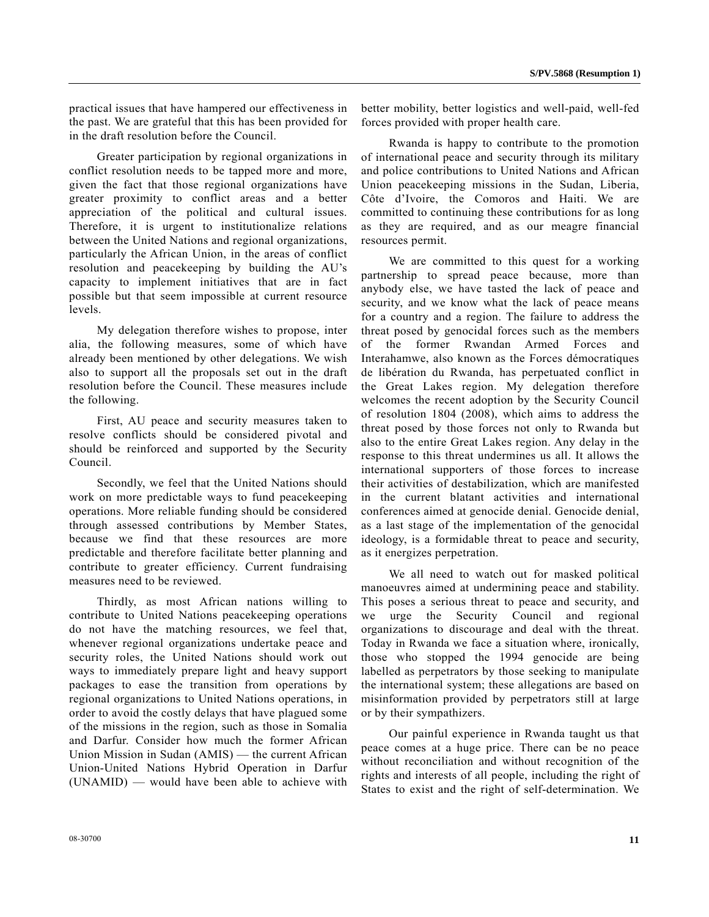practical issues that have hampered our effectiveness in the past. We are grateful that this has been provided for in the draft resolution before the Council.

Greater participation by regional organizations in conflict resolution needs to be tapped more and more, given the fact that those regional organizations have greater proximity to conflict areas and a better appreciation of the political and cultural issues. Therefore, it is urgent to institutionalize relations between the United Nations and regional organizations, particularly the African Union, in the areas of conflict resolution and peacekeeping by building the AU's capacity to implement initiatives that are in fact possible but that seem impossible at current resource levels.

My delegation therefore wishes to propose, inter alia, the following measures, some of which have already been mentioned by other delegations. We wish also to support all the proposals set out in the draft resolution before the Council. These measures include the following.

First, AU peace and security measures taken to resolve conflicts should be considered pivotal and should be reinforced and supported by the Security Council.

Secondly, we feel that the United Nations should work on more predictable ways to fund peacekeeping operations. More reliable funding should be considered through assessed contributions by Member States, because we find that these resources are more predictable and therefore facilitate better planning and contribute to greater efficiency. Current fundraising measures need to be reviewed.

Thirdly, as most African nations willing to contribute to United Nations peacekeeping operations do not have the matching resources, we feel that, whenever regional organizations undertake peace and security roles, the United Nations should work out ways to immediately prepare light and heavy support packages to ease the transition from operations by regional organizations to United Nations operations, in order to avoid the costly delays that have plagued some of the missions in the region, such as those in Somalia and Darfur. Consider how much the former African Union Mission in Sudan (AMIS) — the current African Union-United Nations Hybrid Operation in Darfur (UNAMID) — would have been able to achieve with better mobility, better logistics and well-paid, well-fed forces provided with proper health care.

Rwanda is happy to contribute to the promotion of international peace and security through its military and police contributions to United Nations and African Union peacekeeping missions in the Sudan, Liberia, Côte d'Ivoire, the Comoros and Haiti. We are committed to continuing these contributions for as long as they are required, and as our meagre financial resources permit.

We are committed to this quest for a working partnership to spread peace because, more than anybody else, we have tasted the lack of peace and security, and we know what the lack of peace means for a country and a region. The failure to address the threat posed by genocidal forces such as the members of the former Rwandan Armed Forces and Interahamwe, also known as the Forces démocratiques de libération du Rwanda, has perpetuated conflict in the Great Lakes region. My delegation therefore welcomes the recent adoption by the Security Council of resolution 1804 (2008), which aims to address the threat posed by those forces not only to Rwanda but also to the entire Great Lakes region. Any delay in the response to this threat undermines us all. It allows the international supporters of those forces to increase their activities of destabilization, which are manifested in the current blatant activities and international conferences aimed at genocide denial. Genocide denial, as a last stage of the implementation of the genocidal ideology, is a formidable threat to peace and security, as it energizes perpetration.

We all need to watch out for masked political manoeuvres aimed at undermining peace and stability. This poses a serious threat to peace and security, and we urge the Security Council and regional organizations to discourage and deal with the threat. Today in Rwanda we face a situation where, ironically, those who stopped the 1994 genocide are being labelled as perpetrators by those seeking to manipulate the international system; these allegations are based on misinformation provided by perpetrators still at large or by their sympathizers.

Our painful experience in Rwanda taught us that peace comes at a huge price. There can be no peace without reconciliation and without recognition of the rights and interests of all people, including the right of States to exist and the right of self-determination. We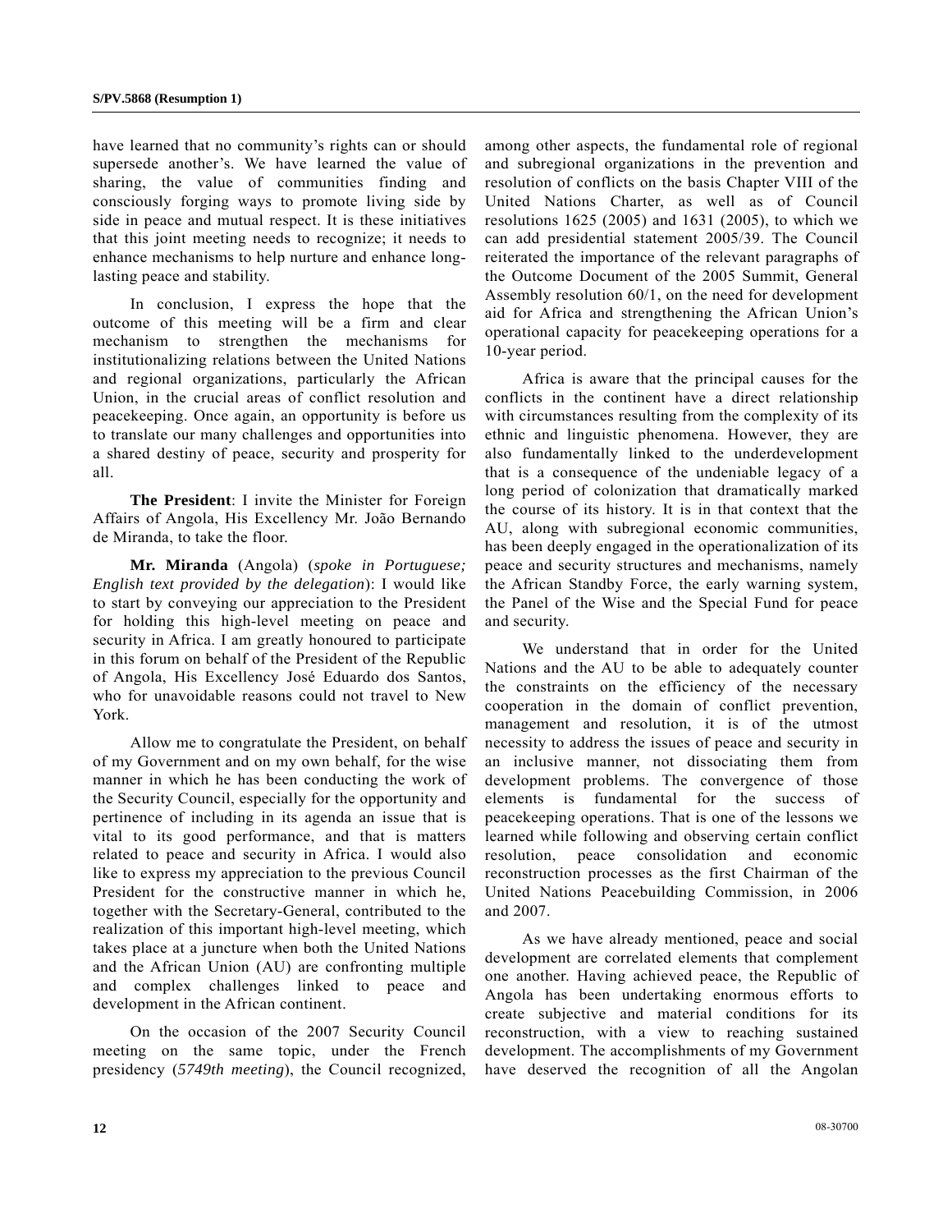have learned that no community's rights can or should supersede another's. We have learned the value of sharing, the value of communities finding and consciously forging ways to promote living side by side in peace and mutual respect. It is these initiatives that this joint meeting needs to recognize; it needs to enhance mechanisms to help nurture and enhance long-lasting peace and stability.

In conclusion, I express the hope that the outcome of this meeting will be a firm and clear mechanism to strengthen the mechanisms for institutionalizing relations between the United Nations and regional organizations, particularly the African Union, in the crucial areas of conflict resolution and peacekeeping. Once again, an opportunity is before us to translate our many challenges and opportunities into a shared destiny of peace, security and prosperity for all.

**The President**: I invite the Minister for Foreign Affairs of Angola, His Excellency Mr. João Bernando de Miranda, to take the floor.

**Mr. Miranda** (Angola) (*spoke in Portuguese; English text provided by the delegation*): I would like to start by conveying our appreciation to the President for holding this high-level meeting on peace and security in Africa. I am greatly honoured to participate in this forum on behalf of the President of the Republic of Angola, His Excellency José Eduardo dos Santos, who for unavoidable reasons could not travel to New York.

Allow me to congratulate the President, on behalf of my Government and on my own behalf, for the wise manner in which he has been conducting the work of the Security Council, especially for the opportunity and pertinence of including in its agenda an issue that is vital to its good performance, and that is matters related to peace and security in Africa. I would also like to express my appreciation to the previous Council President for the constructive manner in which he, together with the Secretary-General, contributed to the realization of this important high-level meeting, which takes place at a juncture when both the United Nations and the African Union (AU) are confronting multiple and complex challenges linked to peace and development in the African continent.

On the occasion of the 2007 Security Council meeting on the same topic, under the French presidency (*5749th meeting*), the Council recognized, among other aspects, the fundamental role of regional and subregional organizations in the prevention and resolution of conflicts on the basis Chapter VIII of the United Nations Charter, as well as of Council resolutions 1625 (2005) and 1631 (2005), to which we can add presidential statement 2005/39. The Council reiterated the importance of the relevant paragraphs of the Outcome Document of the 2005 Summit, General Assembly resolution 60/1, on the need for development aid for Africa and strengthening the African Union's operational capacity for peacekeeping operations for a 10-year period.

Africa is aware that the principal causes for the conflicts in the continent have a direct relationship with circumstances resulting from the complexity of its ethnic and linguistic phenomena. However, they are also fundamentally linked to the underdevelopment that is a consequence of the undeniable legacy of a long period of colonization that dramatically marked the course of its history. It is in that context that the AU, along with subregional economic communities, has been deeply engaged in the operationalization of its peace and security structures and mechanisms, namely the African Standby Force, the early warning system, the Panel of the Wise and the Special Fund for peace and security.

We understand that in order for the United Nations and the AU to be able to adequately counter the constraints on the efficiency of the necessary cooperation in the domain of conflict prevention, management and resolution, it is of the utmost necessity to address the issues of peace and security in an inclusive manner, not dissociating them from development problems. The convergence of those elements is fundamental for the success of peacekeeping operations. That is one of the lessons we learned while following and observing certain conflict resolution, peace consolidation and economic reconstruction processes as the first Chairman of the United Nations Peacebuilding Commission, in 2006 and 2007.

As we have already mentioned, peace and social development are correlated elements that complement one another. Having achieved peace, the Republic of Angola has been undertaking enormous efforts to create subjective and material conditions for its reconstruction, with a view to reaching sustained development. The accomplishments of my Government have deserved the recognition of all the Angolan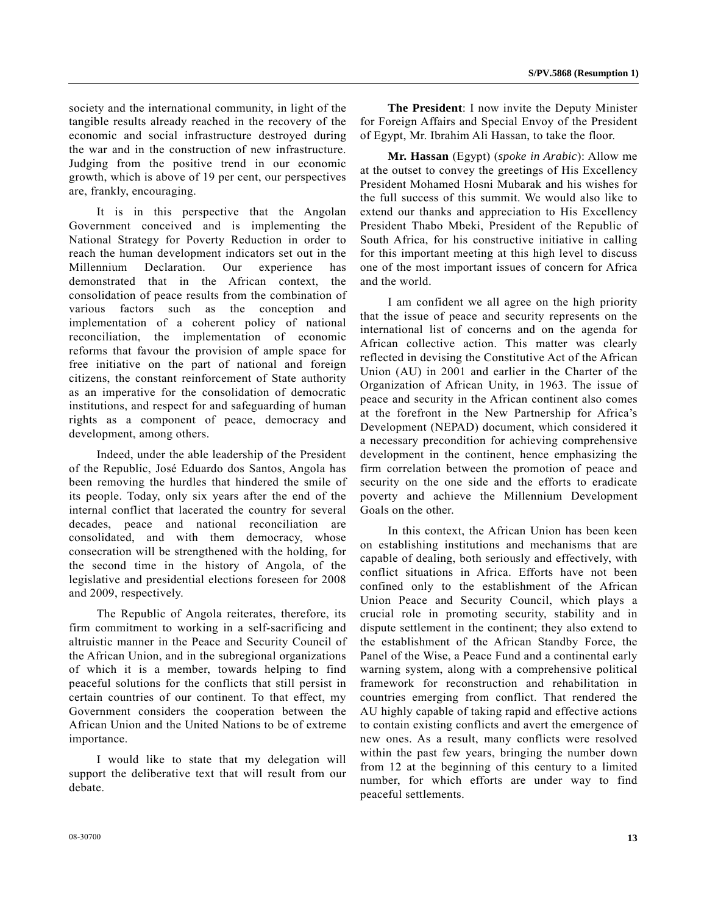society and the international community, in light of the tangible results already reached in the recovery of the economic and social infrastructure destroyed during the war and in the construction of new infrastructure. Judging from the positive trend in our economic growth, which is above of 19 per cent, our perspectives are, frankly, encouraging.

It is in this perspective that the Angolan Government conceived and is implementing the National Strategy for Poverty Reduction in order to reach the human development indicators set out in the Millennium Declaration. Our experience has demonstrated that in the African context, the consolidation of peace results from the combination of various factors such as the conception and implementation of a coherent policy of national reconciliation, the implementation of economic reforms that favour the provision of ample space for free initiative on the part of national and foreign citizens, the constant reinforcement of State authority as an imperative for the consolidation of democratic institutions, and respect for and safeguarding of human rights as a component of peace, democracy and development, among others.

Indeed, under the able leadership of the President of the Republic, José Eduardo dos Santos, Angola has been removing the hurdles that hindered the smile of its people. Today, only six years after the end of the internal conflict that lacerated the country for several decades, peace and national reconciliation are consolidated, and with them democracy, whose consecration will be strengthened with the holding, for the second time in the history of Angola, of the legislative and presidential elections foreseen for 2008 and 2009, respectively.

The Republic of Angola reiterates, therefore, its firm commitment to working in a self-sacrificing and altruistic manner in the Peace and Security Council of the African Union, and in the subregional organizations of which it is a member, towards helping to find peaceful solutions for the conflicts that still persist in certain countries of our continent. To that effect, my Government considers the cooperation between the African Union and the United Nations to be of extreme importance.

I would like to state that my delegation will support the deliberative text that will result from our debate.

**The President**: I now invite the Deputy Minister for Foreign Affairs and Special Envoy of the President of Egypt, Mr. Ibrahim Ali Hassan, to take the floor.

**Mr. Hassan** (Egypt) (*spoke in Arabic*): Allow me at the outset to convey the greetings of His Excellency President Mohamed Hosni Mubarak and his wishes for the full success of this summit. We would also like to extend our thanks and appreciation to His Excellency President Thabo Mbeki, President of the Republic of South Africa, for his constructive initiative in calling for this important meeting at this high level to discuss one of the most important issues of concern for Africa and the world.

I am confident we all agree on the high priority that the issue of peace and security represents on the international list of concerns and on the agenda for African collective action. This matter was clearly reflected in devising the Constitutive Act of the African Union (AU) in 2001 and earlier in the Charter of the Organization of African Unity, in 1963. The issue of peace and security in the African continent also comes at the forefront in the New Partnership for Africa's Development (NEPAD) document, which considered it a necessary precondition for achieving comprehensive development in the continent, hence emphasizing the firm correlation between the promotion of peace and security on the one side and the efforts to eradicate poverty and achieve the Millennium Development Goals on the other.

In this context, the African Union has been keen on establishing institutions and mechanisms that are capable of dealing, both seriously and effectively, with conflict situations in Africa. Efforts have not been confined only to the establishment of the African Union Peace and Security Council, which plays a crucial role in promoting security, stability and in dispute settlement in the continent; they also extend to the establishment of the African Standby Force, the Panel of the Wise, a Peace Fund and a continental early warning system, along with a comprehensive political framework for reconstruction and rehabilitation in countries emerging from conflict. That rendered the AU highly capable of taking rapid and effective actions to contain existing conflicts and avert the emergence of new ones. As a result, many conflicts were resolved within the past few years, bringing the number down from 12 at the beginning of this century to a limited number, for which efforts are under way to find peaceful settlements.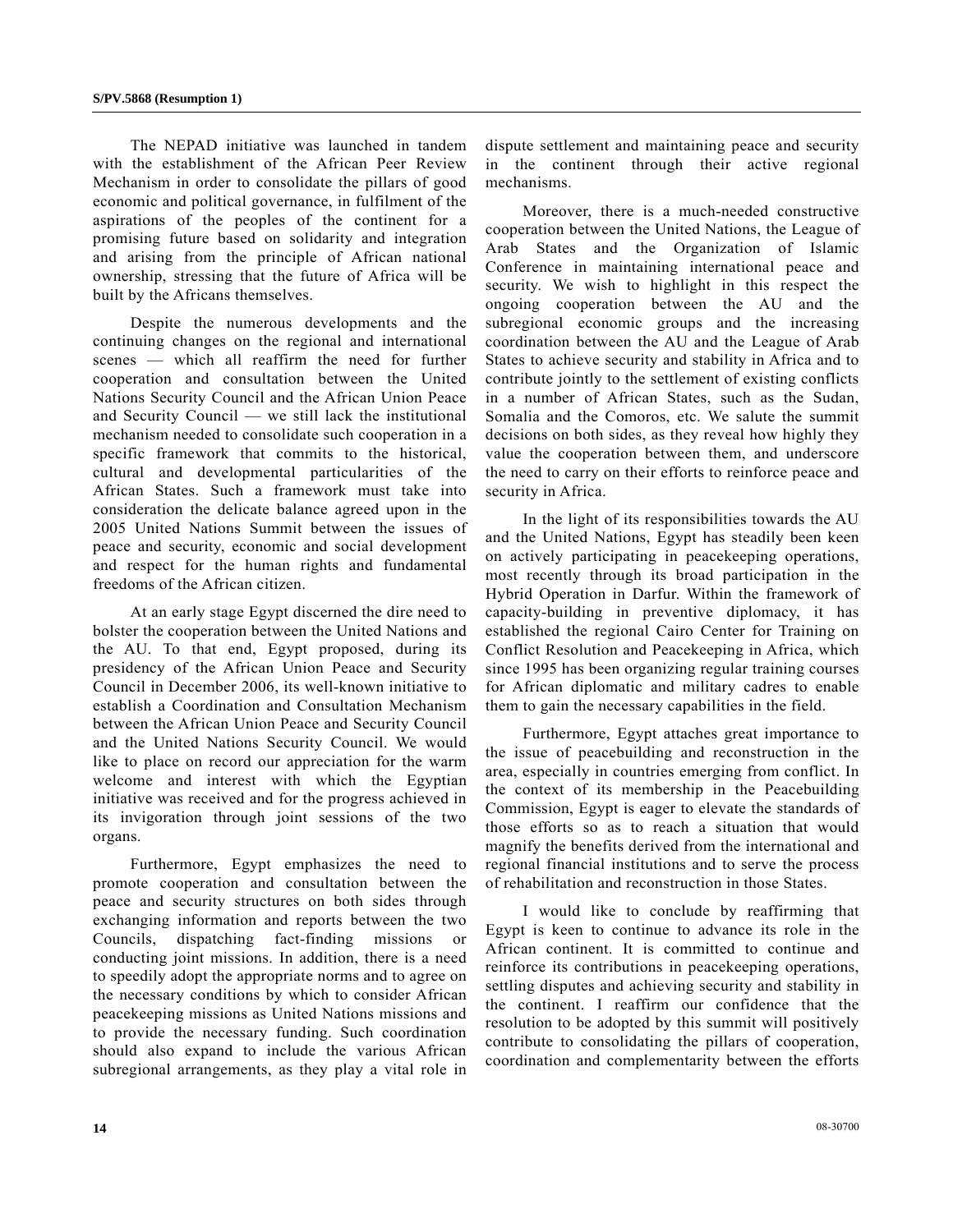The NEPAD initiative was launched in tandem with the establishment of the African Peer Review Mechanism in order to consolidate the pillars of good economic and political governance, in fulfilment of the aspirations of the peoples of the continent for a promising future based on solidarity and integration and arising from the principle of African national ownership, stressing that the future of Africa will be built by the Africans themselves.

Despite the numerous developments and the continuing changes on the regional and international scenes — which all reaffirm the need for further cooperation and consultation between the United Nations Security Council and the African Union Peace and Security Council — we still lack the institutional mechanism needed to consolidate such cooperation in a specific framework that commits to the historical, cultural and developmental particularities of the African States. Such a framework must take into consideration the delicate balance agreed upon in the 2005 United Nations Summit between the issues of peace and security, economic and social development and respect for the human rights and fundamental freedoms of the African citizen.

At an early stage Egypt discerned the dire need to bolster the cooperation between the United Nations and the AU. To that end, Egypt proposed, during its presidency of the African Union Peace and Security Council in December 2006, its well-known initiative to establish a Coordination and Consultation Mechanism between the African Union Peace and Security Council and the United Nations Security Council. We would like to place on record our appreciation for the warm welcome and interest with which the Egyptian initiative was received and for the progress achieved in its invigoration through joint sessions of the two organs.

Furthermore, Egypt emphasizes the need to promote cooperation and consultation between the peace and security structures on both sides through exchanging information and reports between the two Councils, dispatching fact-finding missions or conducting joint missions. In addition, there is a need to speedily adopt the appropriate norms and to agree on the necessary conditions by which to consider African peacekeeping missions as United Nations missions and to provide the necessary funding. Such coordination should also expand to include the various African subregional arrangements, as they play a vital role in dispute settlement and maintaining peace and security in the continent through their active regional mechanisms.

Moreover, there is a much-needed constructive cooperation between the United Nations, the League of Arab States and the Organization of Islamic Conference in maintaining international peace and security. We wish to highlight in this respect the ongoing cooperation between the AU and the subregional economic groups and the increasing coordination between the AU and the League of Arab States to achieve security and stability in Africa and to contribute jointly to the settlement of existing conflicts in a number of African States, such as the Sudan, Somalia and the Comoros, etc. We salute the summit decisions on both sides, as they reveal how highly they value the cooperation between them, and underscore the need to carry on their efforts to reinforce peace and security in Africa.

In the light of its responsibilities towards the AU and the United Nations, Egypt has steadily been keen on actively participating in peacekeeping operations, most recently through its broad participation in the Hybrid Operation in Darfur. Within the framework of capacity-building in preventive diplomacy, it has established the regional Cairo Center for Training on Conflict Resolution and Peacekeeping in Africa, which since 1995 has been organizing regular training courses for African diplomatic and military cadres to enable them to gain the necessary capabilities in the field.

Furthermore, Egypt attaches great importance to the issue of peacebuilding and reconstruction in the area, especially in countries emerging from conflict. In the context of its membership in the Peacebuilding Commission, Egypt is eager to elevate the standards of those efforts so as to reach a situation that would magnify the benefits derived from the international and regional financial institutions and to serve the process of rehabilitation and reconstruction in those States.

I would like to conclude by reaffirming that Egypt is keen to continue to advance its role in the African continent. It is committed to continue and reinforce its contributions in peacekeeping operations, settling disputes and achieving security and stability in the continent. I reaffirm our confidence that the resolution to be adopted by this summit will positively contribute to consolidating the pillars of cooperation, coordination and complementarity between the efforts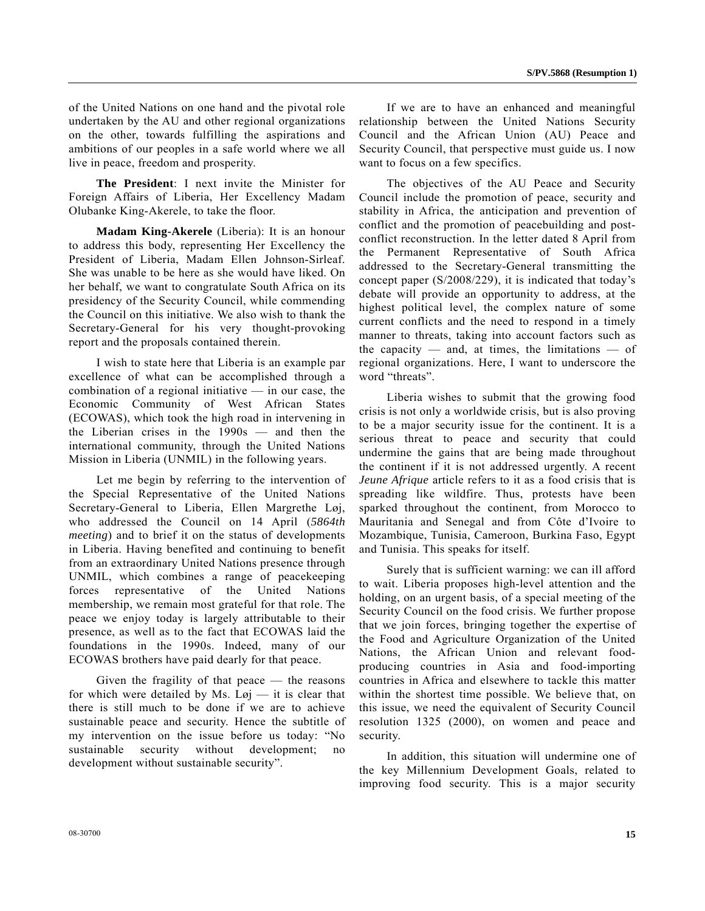of the United Nations on one hand and the pivotal role undertaken by the AU and other regional organizations on the other, towards fulfilling the aspirations and ambitions of our peoples in a safe world where we all live in peace, freedom and prosperity.

**The President**: I next invite the Minister for Foreign Affairs of Liberia, Her Excellency Madam Olubanke King-Akerele, to take the floor.

**Madam King-Akerele** (Liberia): It is an honour to address this body, representing Her Excellency the President of Liberia, Madam Ellen Johnson-Sirleaf. She was unable to be here as she would have liked. On her behalf, we want to congratulate South Africa on its presidency of the Security Council, while commending the Council on this initiative. We also wish to thank the Secretary-General for his very thought-provoking report and the proposals contained therein.

I wish to state here that Liberia is an example par excellence of what can be accomplished through a combination of a regional initiative — in our case, the Economic Community of West African States (ECOWAS), which took the high road in intervening in the Liberian crises in the 1990s — and then the international community, through the United Nations Mission in Liberia (UNMIL) in the following years.

Let me begin by referring to the intervention of the Special Representative of the United Nations Secretary-General to Liberia, Ellen Margrethe Løj, who addressed the Council on 14 April (*5864th meeting*) and to brief it on the status of developments in Liberia. Having benefited and continuing to benefit from an extraordinary United Nations presence through UNMIL, which combines a range of peacekeeping forces representative of the United Nations membership, we remain most grateful for that role. The peace we enjoy today is largely attributable to their presence, as well as to the fact that ECOWAS laid the foundations in the 1990s. Indeed, many of our ECOWAS brothers have paid dearly for that peace.

Given the fragility of that peace — the reasons for which were detailed by Ms. Løj — it is clear that there is still much to be done if we are to achieve sustainable peace and security. Hence the subtitle of my intervention on the issue before us today: "No sustainable security without development; no development without sustainable security".

If we are to have an enhanced and meaningful relationship between the United Nations Security Council and the African Union (AU) Peace and Security Council, that perspective must guide us. I now want to focus on a few specifics.

The objectives of the AU Peace and Security Council include the promotion of peace, security and stability in Africa, the anticipation and prevention of conflict and the promotion of peacebuilding and post-conflict reconstruction. In the letter dated 8 April from the Permanent Representative of South Africa addressed to the Secretary-General transmitting the concept paper (S/2008/229), it is indicated that today's debate will provide an opportunity to address, at the highest political level, the complex nature of some current conflicts and the need to respond in a timely manner to threats, taking into account factors such as the capacity — and, at times, the limitations — of regional organizations. Here, I want to underscore the word "threats".

Liberia wishes to submit that the growing food crisis is not only a worldwide crisis, but is also proving to be a major security issue for the continent. It is a serious threat to peace and security that could undermine the gains that are being made throughout the continent if it is not addressed urgently. A recent *Jeune Afrique* article refers to it as a food crisis that is spreading like wildfire. Thus, protests have been sparked throughout the continent, from Morocco to Mauritania and Senegal and from Côte d'Ivoire to Mozambique, Tunisia, Cameroon, Burkina Faso, Egypt and Tunisia. This speaks for itself.

Surely that is sufficient warning: we can ill afford to wait. Liberia proposes high-level attention and the holding, on an urgent basis, of a special meeting of the Security Council on the food crisis. We further propose that we join forces, bringing together the expertise of the Food and Agriculture Organization of the United Nations, the African Union and relevant food-producing countries in Asia and food-importing countries in Africa and elsewhere to tackle this matter within the shortest time possible. We believe that, on this issue, we need the equivalent of Security Council resolution 1325 (2000), on women and peace and security.

In addition, this situation will undermine one of the key Millennium Development Goals, related to improving food security. This is a major security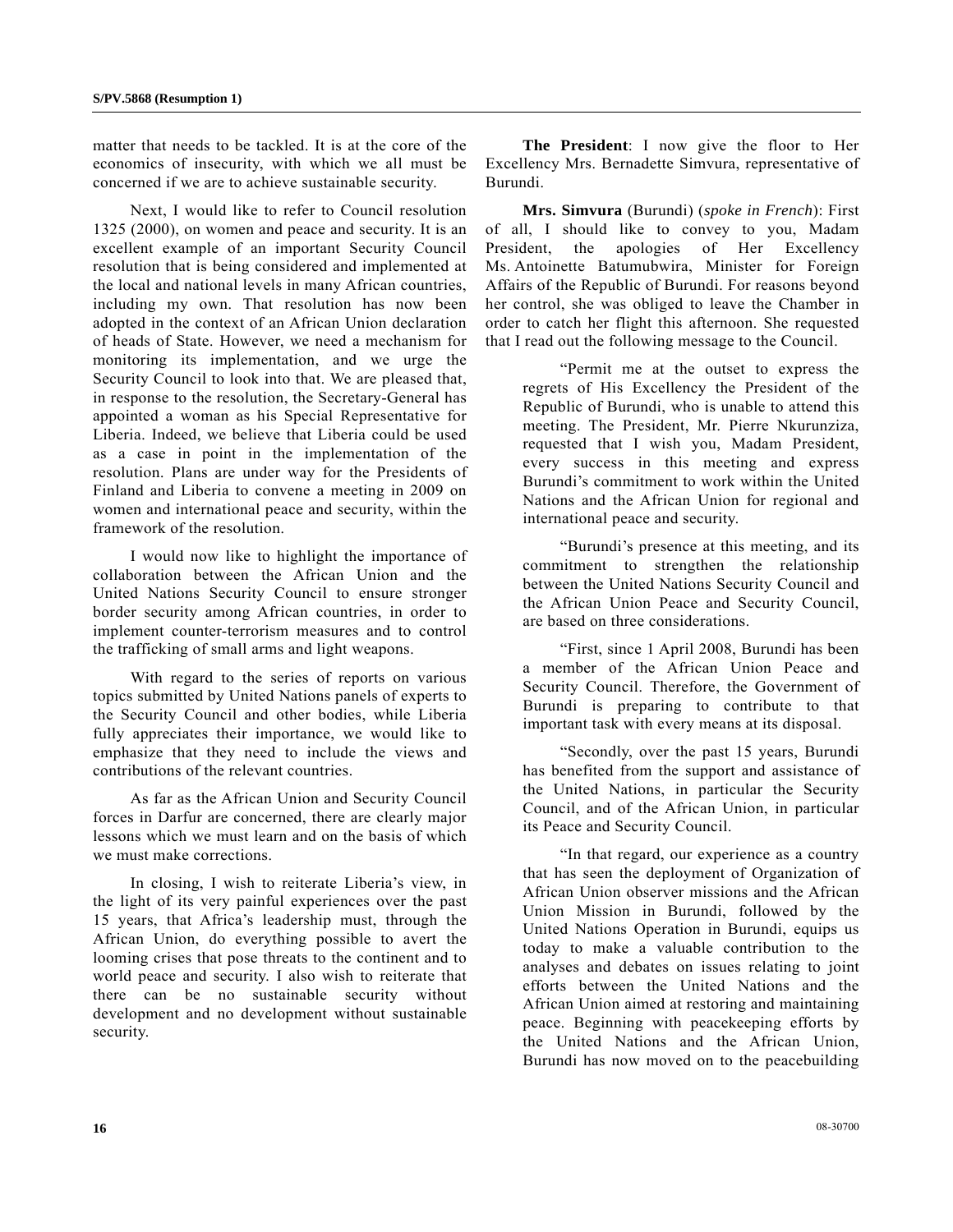matter that needs to be tackled. It is at the core of the economics of insecurity, with which we all must be concerned if we are to achieve sustainable security.

Next, I would like to refer to Council resolution 1325 (2000), on women and peace and security. It is an excellent example of an important Security Council resolution that is being considered and implemented at the local and national levels in many African countries, including my own. That resolution has now been adopted in the context of an African Union declaration of heads of State. However, we need a mechanism for monitoring its implementation, and we urge the Security Council to look into that. We are pleased that, in response to the resolution, the Secretary-General has appointed a woman as his Special Representative for Liberia. Indeed, we believe that Liberia could be used as a case in point in the implementation of the resolution. Plans are under way for the Presidents of Finland and Liberia to convene a meeting in 2009 on women and international peace and security, within the framework of the resolution.

I would now like to highlight the importance of collaboration between the African Union and the United Nations Security Council to ensure stronger border security among African countries, in order to implement counter-terrorism measures and to control the trafficking of small arms and light weapons.

With regard to the series of reports on various topics submitted by United Nations panels of experts to the Security Council and other bodies, while Liberia fully appreciates their importance, we would like to emphasize that they need to include the views and contributions of the relevant countries.

As far as the African Union and Security Council forces in Darfur are concerned, there are clearly major lessons which we must learn and on the basis of which we must make corrections.

In closing, I wish to reiterate Liberia's view, in the light of its very painful experiences over the past 15 years, that Africa's leadership must, through the African Union, do everything possible to avert the looming crises that pose threats to the continent and to world peace and security. I also wish to reiterate that there can be no sustainable security without development and no development without sustainable security.

**The President**: I now give the floor to Her Excellency Mrs. Bernadette Simvura, representative of Burundi.

**Mrs. Simvura** (Burundi) (*spoke in French*): First of all, I should like to convey to you, Madam President, the apologies of Her Excellency Ms. Antoinette Batumubwira, Minister for Foreign Affairs of the Republic of Burundi. For reasons beyond her control, she was obliged to leave the Chamber in order to catch her flight this afternoon. She requested that I read out the following message to the Council.

> "Permit me at the outset to express the regrets of His Excellency the President of the Republic of Burundi, who is unable to attend this meeting. The President, Mr. Pierre Nkurunziza, requested that I wish you, Madam President, every success in this meeting and express Burundi's commitment to work within the United Nations and the African Union for regional and international peace and security.
>
> "Burundi's presence at this meeting, and its commitment to strengthen the relationship between the United Nations Security Council and the African Union Peace and Security Council, are based on three considerations.
>
> "First, since 1 April 2008, Burundi has been a member of the African Union Peace and Security Council. Therefore, the Government of Burundi is preparing to contribute to that important task with every means at its disposal.
>
> "Secondly, over the past 15 years, Burundi has benefited from the support and assistance of the United Nations, in particular the Security Council, and of the African Union, in particular its Peace and Security Council.
>
> "In that regard, our experience as a country that has seen the deployment of Organization of African Union observer missions and the African Union Mission in Burundi, followed by the United Nations Operation in Burundi, equips us today to make a valuable contribution to the analyses and debates on issues relating to joint efforts between the United Nations and the African Union aimed at restoring and maintaining peace. Beginning with peacekeeping efforts by the United Nations and the African Union, Burundi has now moved on to the peacebuilding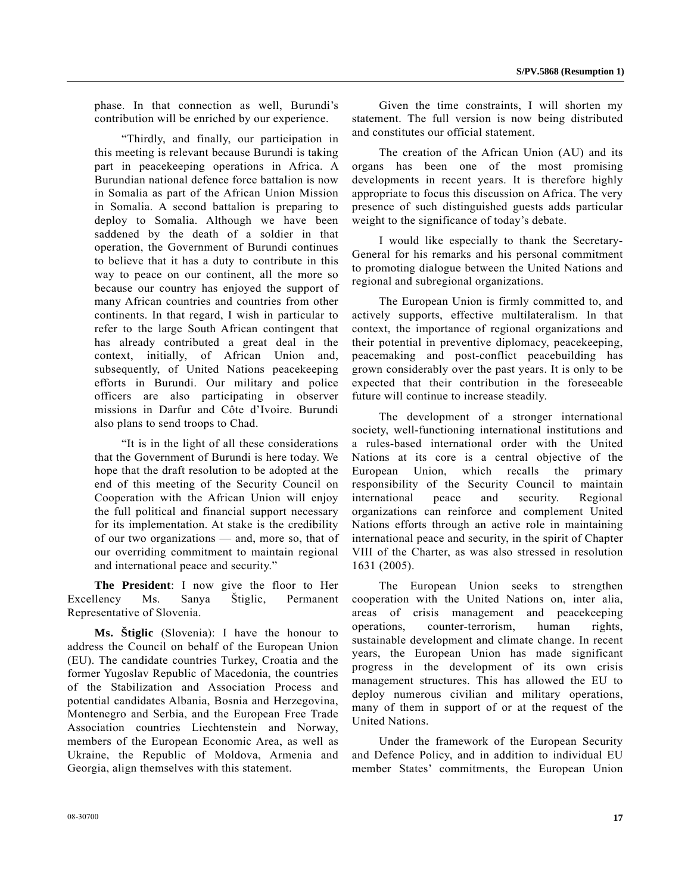phase. In that connection as well, Burundi's contribution will be enriched by our experience.

"Thirdly, and finally, our participation in this meeting is relevant because Burundi is taking part in peacekeeping operations in Africa. A Burundian national defence force battalion is now in Somalia as part of the African Union Mission in Somalia. A second battalion is preparing to deploy to Somalia. Although we have been saddened by the death of a soldier in that operation, the Government of Burundi continues to believe that it has a duty to contribute in this way to peace on our continent, all the more so because our country has enjoyed the support of many African countries and countries from other continents. In that regard, I wish in particular to refer to the large South African contingent that has already contributed a great deal in the context, initially, of African Union and, subsequently, of United Nations peacekeeping efforts in Burundi. Our military and police officers are also participating in observer missions in Darfur and Côte d'Ivoire. Burundi also plans to send troops to Chad.

"It is in the light of all these considerations that the Government of Burundi is here today. We hope that the draft resolution to be adopted at the end of this meeting of the Security Council on Cooperation with the African Union will enjoy the full political and financial support necessary for its implementation. At stake is the credibility of our two organizations — and, more so, that of our overriding commitment to maintain regional and international peace and security."

**The President**: I now give the floor to Her Excellency Ms. Sanya Štiglic, Permanent Representative of Slovenia.

**Ms. Štiglic** (Slovenia): I have the honour to address the Council on behalf of the European Union (EU). The candidate countries Turkey, Croatia and the former Yugoslav Republic of Macedonia, the countries of the Stabilization and Association Process and potential candidates Albania, Bosnia and Herzegovina, Montenegro and Serbia, and the European Free Trade Association countries Liechtenstein and Norway, members of the European Economic Area, as well as Ukraine, the Republic of Moldova, Armenia and Georgia, align themselves with this statement.

Given the time constraints, I will shorten my statement. The full version is now being distributed and constitutes our official statement.

The creation of the African Union (AU) and its organs has been one of the most promising developments in recent years. It is therefore highly appropriate to focus this discussion on Africa. The very presence of such distinguished guests adds particular weight to the significance of today's debate.

I would like especially to thank the Secretary-General for his remarks and his personal commitment to promoting dialogue between the United Nations and regional and subregional organizations.

The European Union is firmly committed to, and actively supports, effective multilateralism. In that context, the importance of regional organizations and their potential in preventive diplomacy, peacekeeping, peacemaking and post-conflict peacebuilding has grown considerably over the past years. It is only to be expected that their contribution in the foreseeable future will continue to increase steadily.

The development of a stronger international society, well-functioning international institutions and a rules-based international order with the United Nations at its core is a central objective of the European Union, which recalls the primary responsibility of the Security Council to maintain international peace and security. Regional organizations can reinforce and complement United Nations efforts through an active role in maintaining international peace and security, in the spirit of Chapter VIII of the Charter, as was also stressed in resolution 1631 (2005).

The European Union seeks to strengthen cooperation with the United Nations on, inter alia, areas of crisis management and peacekeeping operations, counter-terrorism, human rights, sustainable development and climate change. In recent years, the European Union has made significant progress in the development of its own crisis management structures. This has allowed the EU to deploy numerous civilian and military operations, many of them in support of or at the request of the United Nations.

Under the framework of the European Security and Defence Policy, and in addition to individual EU member States' commitments, the European Union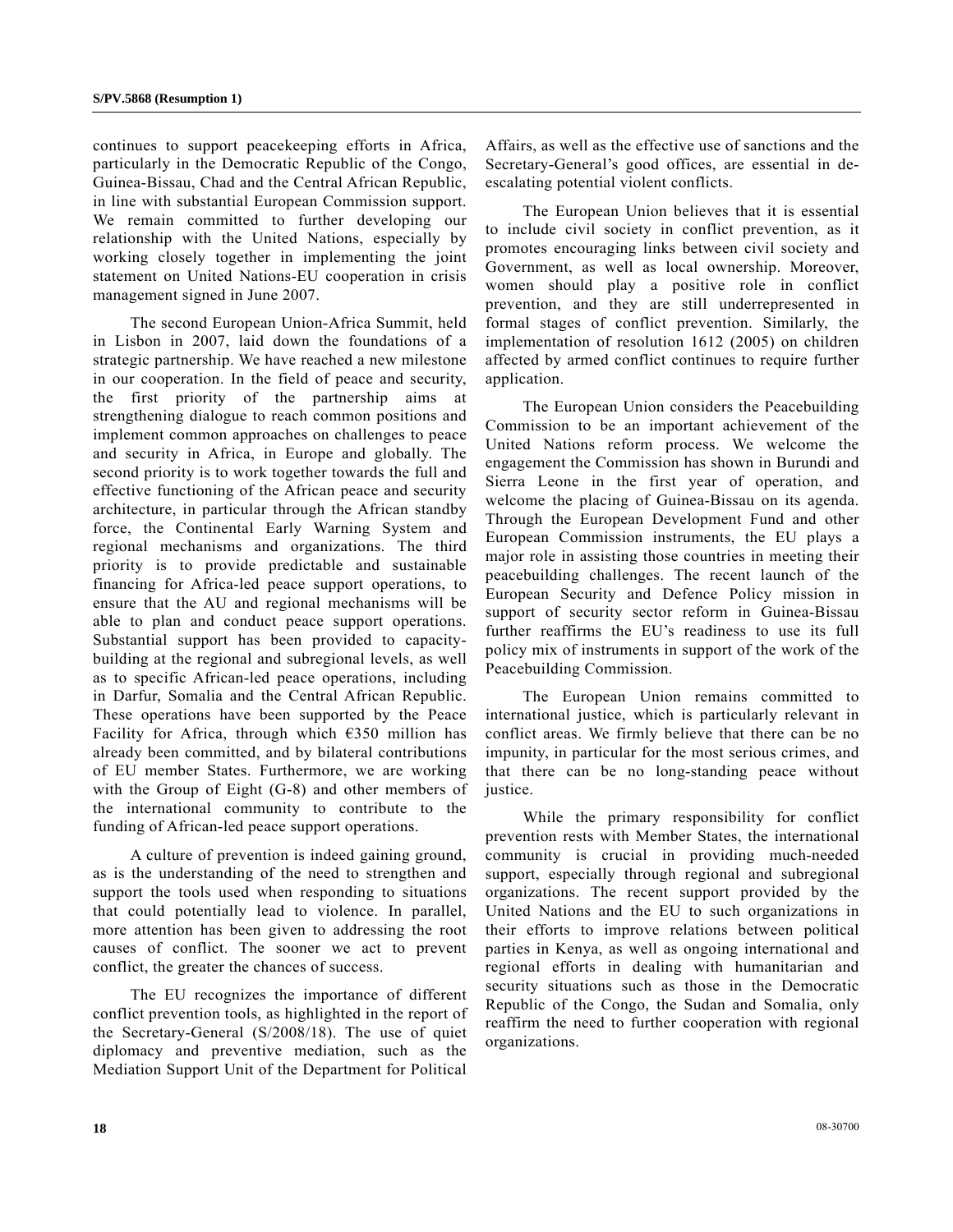continues to support peacekeeping efforts in Africa, particularly in the Democratic Republic of the Congo, Guinea-Bissau, Chad and the Central African Republic, in line with substantial European Commission support. We remain committed to further developing our relationship with the United Nations, especially by working closely together in implementing the joint statement on United Nations-EU cooperation in crisis management signed in June 2007.

The second European Union-Africa Summit, held in Lisbon in 2007, laid down the foundations of a strategic partnership. We have reached a new milestone in our cooperation. In the field of peace and security, the first priority of the partnership aims at strengthening dialogue to reach common positions and implement common approaches on challenges to peace and security in Africa, in Europe and globally. The second priority is to work together towards the full and effective functioning of the African peace and security architecture, in particular through the African standby force, the Continental Early Warning System and regional mechanisms and organizations. The third priority is to provide predictable and sustainable financing for Africa-led peace support operations, to ensure that the AU and regional mechanisms will be able to plan and conduct peace support operations. Substantial support has been provided to capacity-building at the regional and subregional levels, as well as to specific African-led peace operations, including in Darfur, Somalia and the Central African Republic. These operations have been supported by the Peace Facility for Africa, through which €350 million has already been committed, and by bilateral contributions of EU member States. Furthermore, we are working with the Group of Eight (G-8) and other members of the international community to contribute to the funding of African-led peace support operations.

A culture of prevention is indeed gaining ground, as is the understanding of the need to strengthen and support the tools used when responding to situations that could potentially lead to violence. In parallel, more attention has been given to addressing the root causes of conflict. The sooner we act to prevent conflict, the greater the chances of success.

The EU recognizes the importance of different conflict prevention tools, as highlighted in the report of the Secretary-General (S/2008/18). The use of quiet diplomacy and preventive mediation, such as the Mediation Support Unit of the Department for Political Affairs, as well as the effective use of sanctions and the Secretary-General's good offices, are essential in de-escalating potential violent conflicts.

The European Union believes that it is essential to include civil society in conflict prevention, as it promotes encouraging links between civil society and Government, as well as local ownership. Moreover, women should play a positive role in conflict prevention, and they are still underrepresented in formal stages of conflict prevention. Similarly, the implementation of resolution 1612 (2005) on children affected by armed conflict continues to require further application.

The European Union considers the Peacebuilding Commission to be an important achievement of the United Nations reform process. We welcome the engagement the Commission has shown in Burundi and Sierra Leone in the first year of operation, and welcome the placing of Guinea-Bissau on its agenda. Through the European Development Fund and other European Commission instruments, the EU plays a major role in assisting those countries in meeting their peacebuilding challenges. The recent launch of the European Security and Defence Policy mission in support of security sector reform in Guinea-Bissau further reaffirms the EU's readiness to use its full policy mix of instruments in support of the work of the Peacebuilding Commission.

The European Union remains committed to international justice, which is particularly relevant in conflict areas. We firmly believe that there can be no impunity, in particular for the most serious crimes, and that there can be no long-standing peace without justice.

While the primary responsibility for conflict prevention rests with Member States, the international community is crucial in providing much-needed support, especially through regional and subregional organizations. The recent support provided by the United Nations and the EU to such organizations in their efforts to improve relations between political parties in Kenya, as well as ongoing international and regional efforts in dealing with humanitarian and security situations such as those in the Democratic Republic of the Congo, the Sudan and Somalia, only reaffirm the need to further cooperation with regional organizations.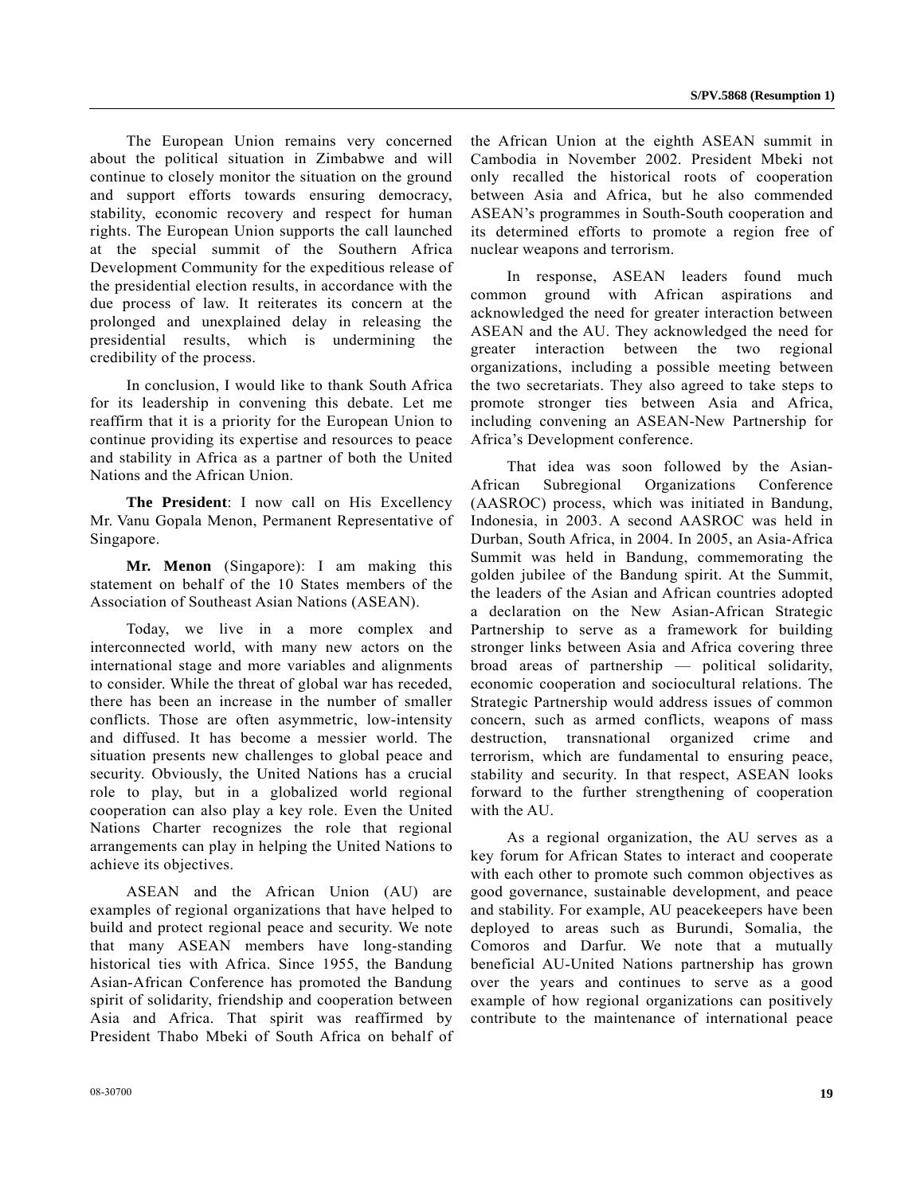The European Union remains very concerned about the political situation in Zimbabwe and will continue to closely monitor the situation on the ground and support efforts towards ensuring democracy, stability, economic recovery and respect for human rights. The European Union supports the call launched at the special summit of the Southern Africa Development Community for the expeditious release of the presidential election results, in accordance with the due process of law. It reiterates its concern at the prolonged and unexplained delay in releasing the presidential results, which is undermining the credibility of the process.

In conclusion, I would like to thank South Africa for its leadership in convening this debate. Let me reaffirm that it is a priority for the European Union to continue providing its expertise and resources to peace and stability in Africa as a partner of both the United Nations and the African Union.

**The President**: I now call on His Excellency Mr. Vanu Gopala Menon, Permanent Representative of Singapore.

**Mr. Menon** (Singapore): I am making this statement on behalf of the 10 States members of the Association of Southeast Asian Nations (ASEAN).

Today, we live in a more complex and interconnected world, with many new actors on the international stage and more variables and alignments to consider. While the threat of global war has receded, there has been an increase in the number of smaller conflicts. Those are often asymmetric, low-intensity and diffused. It has become a messier world. The situation presents new challenges to global peace and security. Obviously, the United Nations has a crucial role to play, but in a globalized world regional cooperation can also play a key role. Even the United Nations Charter recognizes the role that regional arrangements can play in helping the United Nations to achieve its objectives.

ASEAN and the African Union (AU) are examples of regional organizations that have helped to build and protect regional peace and security. We note that many ASEAN members have long-standing historical ties with Africa. Since 1955, the Bandung Asian-African Conference has promoted the Bandung spirit of solidarity, friendship and cooperation between Asia and Africa. That spirit was reaffirmed by President Thabo Mbeki of South Africa on behalf of the African Union at the eighth ASEAN summit in Cambodia in November 2002. President Mbeki not only recalled the historical roots of cooperation between Asia and Africa, but he also commended ASEAN's programmes in South-South cooperation and its determined efforts to promote a region free of nuclear weapons and terrorism.

In response, ASEAN leaders found much common ground with African aspirations and acknowledged the need for greater interaction between ASEAN and the AU. They acknowledged the need for greater interaction between the two regional organizations, including a possible meeting between the two secretariats. They also agreed to take steps to promote stronger ties between Asia and Africa, including convening an ASEAN-New Partnership for Africa's Development conference.

That idea was soon followed by the Asian-African Subregional Organizations Conference (AASROC) process, which was initiated in Bandung, Indonesia, in 2003. A second AASROC was held in Durban, South Africa, in 2004. In 2005, an Asia-Africa Summit was held in Bandung, commemorating the golden jubilee of the Bandung spirit. At the Summit, the leaders of the Asian and African countries adopted a declaration on the New Asian-African Strategic Partnership to serve as a framework for building stronger links between Asia and Africa covering three broad areas of partnership — political solidarity, economic cooperation and sociocultural relations. The Strategic Partnership would address issues of common concern, such as armed conflicts, weapons of mass destruction, transnational organized crime and terrorism, which are fundamental to ensuring peace, stability and security. In that respect, ASEAN looks forward to the further strengthening of cooperation with the AU.

As a regional organization, the AU serves as a key forum for African States to interact and cooperate with each other to promote such common objectives as good governance, sustainable development, and peace and stability. For example, AU peacekeepers have been deployed to areas such as Burundi, Somalia, the Comoros and Darfur. We note that a mutually beneficial AU-United Nations partnership has grown over the years and continues to serve as a good example of how regional organizations can positively contribute to the maintenance of international peace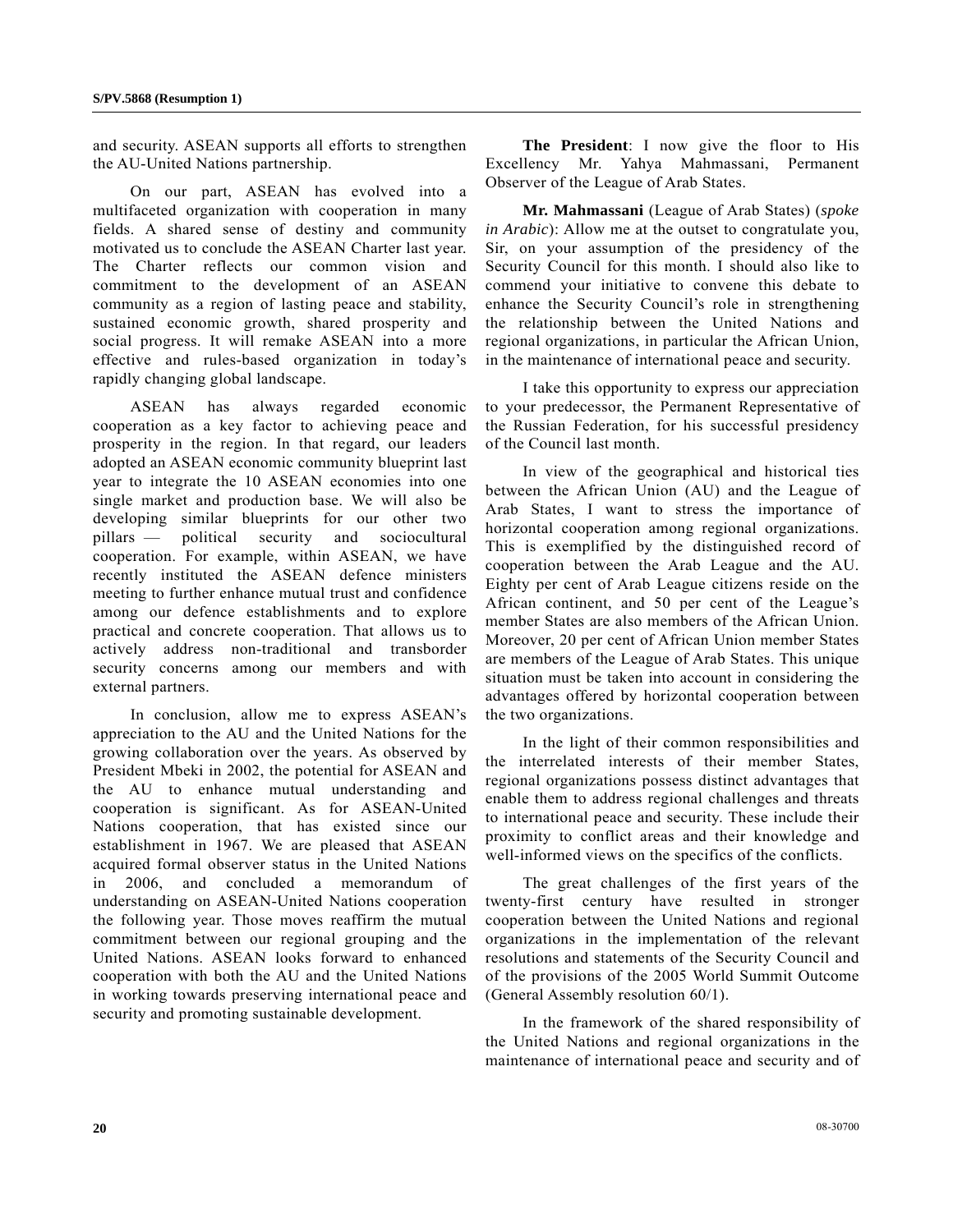and security. ASEAN supports all efforts to strengthen the AU-United Nations partnership.

On our part, ASEAN has evolved into a multifaceted organization with cooperation in many fields. A shared sense of destiny and community motivated us to conclude the ASEAN Charter last year. The Charter reflects our common vision and commitment to the development of an ASEAN community as a region of lasting peace and stability, sustained economic growth, shared prosperity and social progress. It will remake ASEAN into a more effective and rules-based organization in today's rapidly changing global landscape.

ASEAN has always regarded economic cooperation as a key factor to achieving peace and prosperity in the region. In that regard, our leaders adopted an ASEAN economic community blueprint last year to integrate the 10 ASEAN economies into one single market and production base. We will also be developing similar blueprints for our other two pillars — political security and sociocultural cooperation. For example, within ASEAN, we have recently instituted the ASEAN defence ministers meeting to further enhance mutual trust and confidence among our defence establishments and to explore practical and concrete cooperation. That allows us to actively address non-traditional and transborder security concerns among our members and with external partners.

In conclusion, allow me to express ASEAN's appreciation to the AU and the United Nations for the growing collaboration over the years. As observed by President Mbeki in 2002, the potential for ASEAN and the AU to enhance mutual understanding and cooperation is significant. As for ASEAN-United Nations cooperation, that has existed since our establishment in 1967. We are pleased that ASEAN acquired formal observer status in the United Nations in 2006, and concluded a memorandum of understanding on ASEAN-United Nations cooperation the following year. Those moves reaffirm the mutual commitment between our regional grouping and the United Nations. ASEAN looks forward to enhanced cooperation with both the AU and the United Nations in working towards preserving international peace and security and promoting sustainable development.

**The President**: I now give the floor to His Excellency Mr. Yahya Mahmassani, Permanent Observer of the League of Arab States.

**Mr. Mahmassani** (League of Arab States) (*spoke in Arabic*): Allow me at the outset to congratulate you, Sir, on your assumption of the presidency of the Security Council for this month. I should also like to commend your initiative to convene this debate to enhance the Security Council's role in strengthening the relationship between the United Nations and regional organizations, in particular the African Union, in the maintenance of international peace and security.

I take this opportunity to express our appreciation to your predecessor, the Permanent Representative of the Russian Federation, for his successful presidency of the Council last month.

In view of the geographical and historical ties between the African Union (AU) and the League of Arab States, I want to stress the importance of horizontal cooperation among regional organizations. This is exemplified by the distinguished record of cooperation between the Arab League and the AU. Eighty per cent of Arab League citizens reside on the African continent, and 50 per cent of the League's member States are also members of the African Union. Moreover, 20 per cent of African Union member States are members of the League of Arab States. This unique situation must be taken into account in considering the advantages offered by horizontal cooperation between the two organizations.

In the light of their common responsibilities and the interrelated interests of their member States, regional organizations possess distinct advantages that enable them to address regional challenges and threats to international peace and security. These include their proximity to conflict areas and their knowledge and well-informed views on the specifics of the conflicts.

The great challenges of the first years of the twenty-first century have resulted in stronger cooperation between the United Nations and regional organizations in the implementation of the relevant resolutions and statements of the Security Council and of the provisions of the 2005 World Summit Outcome (General Assembly resolution 60/1).

In the framework of the shared responsibility of the United Nations and regional organizations in the maintenance of international peace and security and of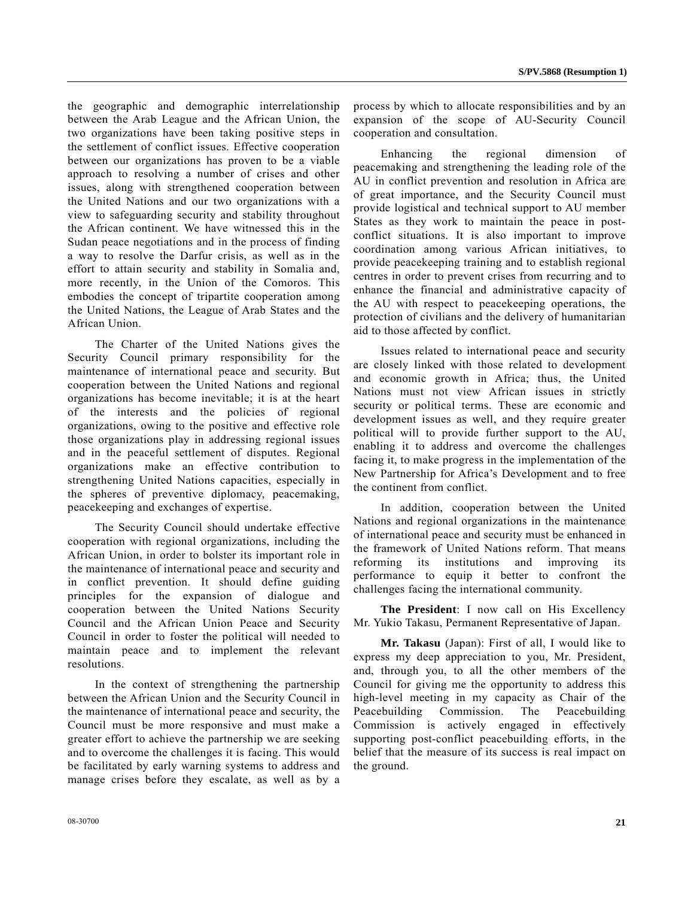the geographic and demographic interrelationship between the Arab League and the African Union, the two organizations have been taking positive steps in the settlement of conflict issues. Effective cooperation between our organizations has proven to be a viable approach to resolving a number of crises and other issues, along with strengthened cooperation between the United Nations and our two organizations with a view to safeguarding security and stability throughout the African continent. We have witnessed this in the Sudan peace negotiations and in the process of finding a way to resolve the Darfur crisis, as well as in the effort to attain security and stability in Somalia and, more recently, in the Union of the Comoros. This embodies the concept of tripartite cooperation among the United Nations, the League of Arab States and the African Union.

The Charter of the United Nations gives the Security Council primary responsibility for the maintenance of international peace and security. But cooperation between the United Nations and regional organizations has become inevitable; it is at the heart of the interests and the policies of regional organizations, owing to the positive and effective role those organizations play in addressing regional issues and in the peaceful settlement of disputes. Regional organizations make an effective contribution to strengthening United Nations capacities, especially in the spheres of preventive diplomacy, peacemaking, peacekeeping and exchanges of expertise.

The Security Council should undertake effective cooperation with regional organizations, including the African Union, in order to bolster its important role in the maintenance of international peace and security and in conflict prevention. It should define guiding principles for the expansion of dialogue and cooperation between the United Nations Security Council and the African Union Peace and Security Council in order to foster the political will needed to maintain peace and to implement the relevant resolutions.

In the context of strengthening the partnership between the African Union and the Security Council in the maintenance of international peace and security, the Council must be more responsive and must make a greater effort to achieve the partnership we are seeking and to overcome the challenges it is facing. This would be facilitated by early warning systems to address and manage crises before they escalate, as well as by a process by which to allocate responsibilities and by an expansion of the scope of AU-Security Council cooperation and consultation.

Enhancing the regional dimension of peacemaking and strengthening the leading role of the AU in conflict prevention and resolution in Africa are of great importance, and the Security Council must provide logistical and technical support to AU member States as they work to maintain the peace in post-conflict situations. It is also important to improve coordination among various African initiatives, to provide peacekeeping training and to establish regional centres in order to prevent crises from recurring and to enhance the financial and administrative capacity of the AU with respect to peacekeeping operations, the protection of civilians and the delivery of humanitarian aid to those affected by conflict.

Issues related to international peace and security are closely linked with those related to development and economic growth in Africa; thus, the United Nations must not view African issues in strictly security or political terms. These are economic and development issues as well, and they require greater political will to provide further support to the AU, enabling it to address and overcome the challenges facing it, to make progress in the implementation of the New Partnership for Africa's Development and to free the continent from conflict.

In addition, cooperation between the United Nations and regional organizations in the maintenance of international peace and security must be enhanced in the framework of United Nations reform. That means reforming its institutions and improving its performance to equip it better to confront the challenges facing the international community.

**The President**: I now call on His Excellency Mr. Yukio Takasu, Permanent Representative of Japan.

**Mr. Takasu** (Japan): First of all, I would like to express my deep appreciation to you, Mr. President, and, through you, to all the other members of the Council for giving me the opportunity to address this high-level meeting in my capacity as Chair of the Peacebuilding Commission. The Peacebuilding Commission is actively engaged in effectively supporting post-conflict peacebuilding efforts, in the belief that the measure of its success is real impact on the ground.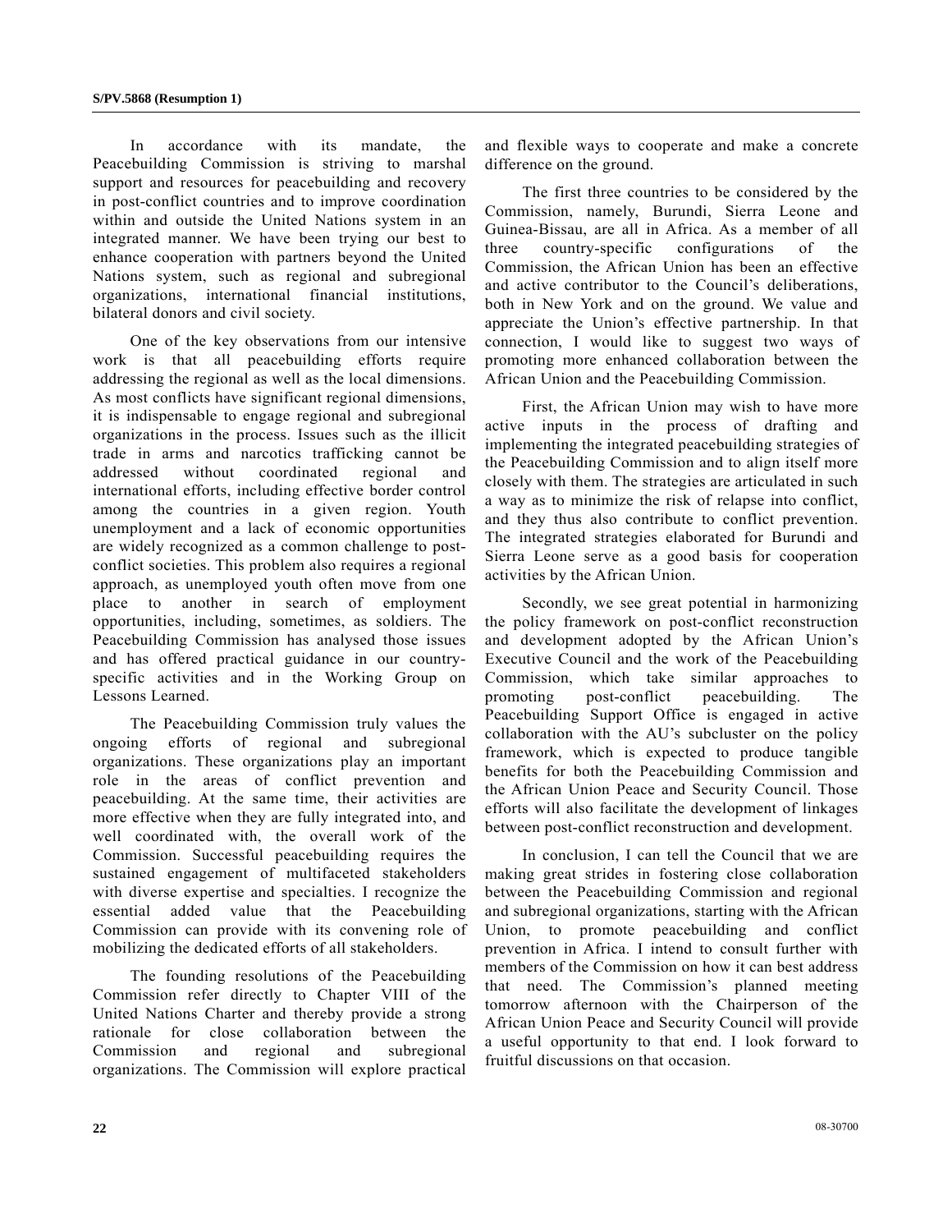In accordance with its mandate, the Peacebuilding Commission is striving to marshal support and resources for peacebuilding and recovery in post-conflict countries and to improve coordination within and outside the United Nations system in an integrated manner. We have been trying our best to enhance cooperation with partners beyond the United Nations system, such as regional and subregional organizations, international financial institutions, bilateral donors and civil society.

One of the key observations from our intensive work is that all peacebuilding efforts require addressing the regional as well as the local dimensions. As most conflicts have significant regional dimensions, it is indispensable to engage regional and subregional organizations in the process. Issues such as the illicit trade in arms and narcotics trafficking cannot be addressed without coordinated regional and international efforts, including effective border control among the countries in a given region. Youth unemployment and a lack of economic opportunities are widely recognized as a common challenge to post-conflict societies. This problem also requires a regional approach, as unemployed youth often move from one place to another in search of employment opportunities, including, sometimes, as soldiers. The Peacebuilding Commission has analysed those issues and has offered practical guidance in our country-specific activities and in the Working Group on Lessons Learned.

The Peacebuilding Commission truly values the ongoing efforts of regional and subregional organizations. These organizations play an important role in the areas of conflict prevention and peacebuilding. At the same time, their activities are more effective when they are fully integrated into, and well coordinated with, the overall work of the Commission. Successful peacebuilding requires the sustained engagement of multifaceted stakeholders with diverse expertise and specialties. I recognize the essential added value that the Peacebuilding Commission can provide with its convening role of mobilizing the dedicated efforts of all stakeholders.

The founding resolutions of the Peacebuilding Commission refer directly to Chapter VIII of the United Nations Charter and thereby provide a strong rationale for close collaboration between the Commission and regional and subregional organizations. The Commission will explore practical and flexible ways to cooperate and make a concrete difference on the ground.

The first three countries to be considered by the Commission, namely, Burundi, Sierra Leone and Guinea-Bissau, are all in Africa. As a member of all three country-specific configurations of the Commission, the African Union has been an effective and active contributor to the Council's deliberations, both in New York and on the ground. We value and appreciate the Union's effective partnership. In that connection, I would like to suggest two ways of promoting more enhanced collaboration between the African Union and the Peacebuilding Commission.

First, the African Union may wish to have more active inputs in the process of drafting and implementing the integrated peacebuilding strategies of the Peacebuilding Commission and to align itself more closely with them. The strategies are articulated in such a way as to minimize the risk of relapse into conflict, and they thus also contribute to conflict prevention. The integrated strategies elaborated for Burundi and Sierra Leone serve as a good basis for cooperation activities by the African Union.

Secondly, we see great potential in harmonizing the policy framework on post-conflict reconstruction and development adopted by the African Union's Executive Council and the work of the Peacebuilding Commission, which take similar approaches to promoting post-conflict peacebuilding. The Peacebuilding Support Office is engaged in active collaboration with the AU's subcluster on the policy framework, which is expected to produce tangible benefits for both the Peacebuilding Commission and the African Union Peace and Security Council. Those efforts will also facilitate the development of linkages between post-conflict reconstruction and development.

In conclusion, I can tell the Council that we are making great strides in fostering close collaboration between the Peacebuilding Commission and regional and subregional organizations, starting with the African Union, to promote peacebuilding and conflict prevention in Africa. I intend to consult further with members of the Commission on how it can best address that need. The Commission's planned meeting tomorrow afternoon with the Chairperson of the African Union Peace and Security Council will provide a useful opportunity to that end. I look forward to fruitful discussions on that occasion.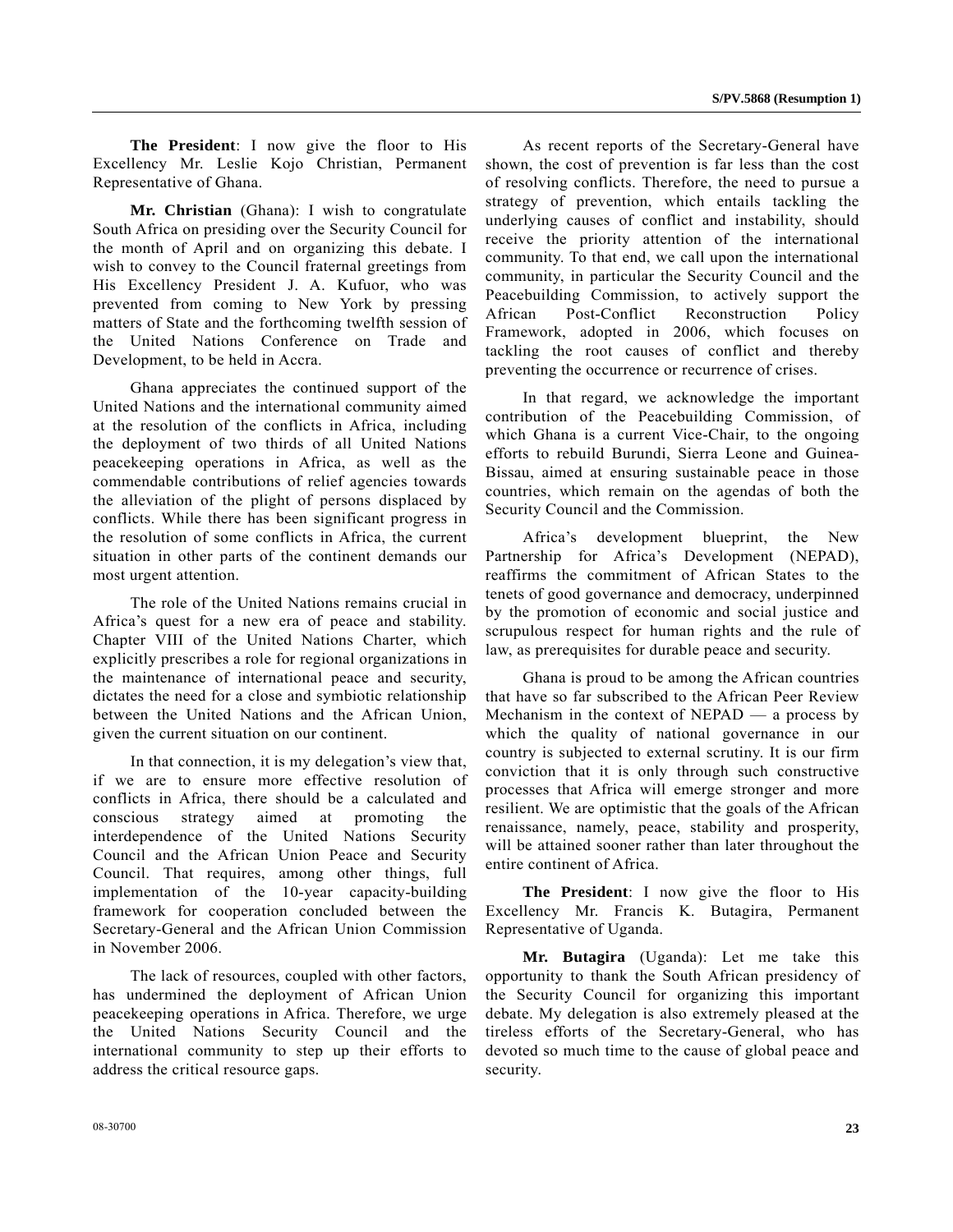**The President**: I now give the floor to His Excellency Mr. Leslie Kojo Christian, Permanent Representative of Ghana.

**Mr. Christian** (Ghana): I wish to congratulate South Africa on presiding over the Security Council for the month of April and on organizing this debate. I wish to convey to the Council fraternal greetings from His Excellency President J. A. Kufuor, who was prevented from coming to New York by pressing matters of State and the forthcoming twelfth session of the United Nations Conference on Trade and Development, to be held in Accra.

Ghana appreciates the continued support of the United Nations and the international community aimed at the resolution of the conflicts in Africa, including the deployment of two thirds of all United Nations peacekeeping operations in Africa, as well as the commendable contributions of relief agencies towards the alleviation of the plight of persons displaced by conflicts. While there has been significant progress in the resolution of some conflicts in Africa, the current situation in other parts of the continent demands our most urgent attention.

The role of the United Nations remains crucial in Africa's quest for a new era of peace and stability. Chapter VIII of the United Nations Charter, which explicitly prescribes a role for regional organizations in the maintenance of international peace and security, dictates the need for a close and symbiotic relationship between the United Nations and the African Union, given the current situation on our continent.

In that connection, it is my delegation's view that, if we are to ensure more effective resolution of conflicts in Africa, there should be a calculated and conscious strategy aimed at promoting the interdependence of the United Nations Security Council and the African Union Peace and Security Council. That requires, among other things, full implementation of the 10-year capacity-building framework for cooperation concluded between the Secretary-General and the African Union Commission in November 2006.

The lack of resources, coupled with other factors, has undermined the deployment of African Union peacekeeping operations in Africa. Therefore, we urge the United Nations Security Council and the international community to step up their efforts to address the critical resource gaps.

As recent reports of the Secretary-General have shown, the cost of prevention is far less than the cost of resolving conflicts. Therefore, the need to pursue a strategy of prevention, which entails tackling the underlying causes of conflict and instability, should receive the priority attention of the international community. To that end, we call upon the international community, in particular the Security Council and the Peacebuilding Commission, to actively support the African Post-Conflict Reconstruction Policy Framework, adopted in 2006, which focuses on tackling the root causes of conflict and thereby preventing the occurrence or recurrence of crises.

In that regard, we acknowledge the important contribution of the Peacebuilding Commission, of which Ghana is a current Vice-Chair, to the ongoing efforts to rebuild Burundi, Sierra Leone and Guinea-Bissau, aimed at ensuring sustainable peace in those countries, which remain on the agendas of both the Security Council and the Commission.

Africa's development blueprint, the New Partnership for Africa's Development (NEPAD), reaffirms the commitment of African States to the tenets of good governance and democracy, underpinned by the promotion of economic and social justice and scrupulous respect for human rights and the rule of law, as prerequisites for durable peace and security.

Ghana is proud to be among the African countries that have so far subscribed to the African Peer Review Mechanism in the context of NEPAD — a process by which the quality of national governance in our country is subjected to external scrutiny. It is our firm conviction that it is only through such constructive processes that Africa will emerge stronger and more resilient. We are optimistic that the goals of the African renaissance, namely, peace, stability and prosperity, will be attained sooner rather than later throughout the entire continent of Africa.

**The President**: I now give the floor to His Excellency Mr. Francis K. Butagira, Permanent Representative of Uganda.

**Mr. Butagira** (Uganda): Let me take this opportunity to thank the South African presidency of the Security Council for organizing this important debate. My delegation is also extremely pleased at the tireless efforts of the Secretary-General, who has devoted so much time to the cause of global peace and security.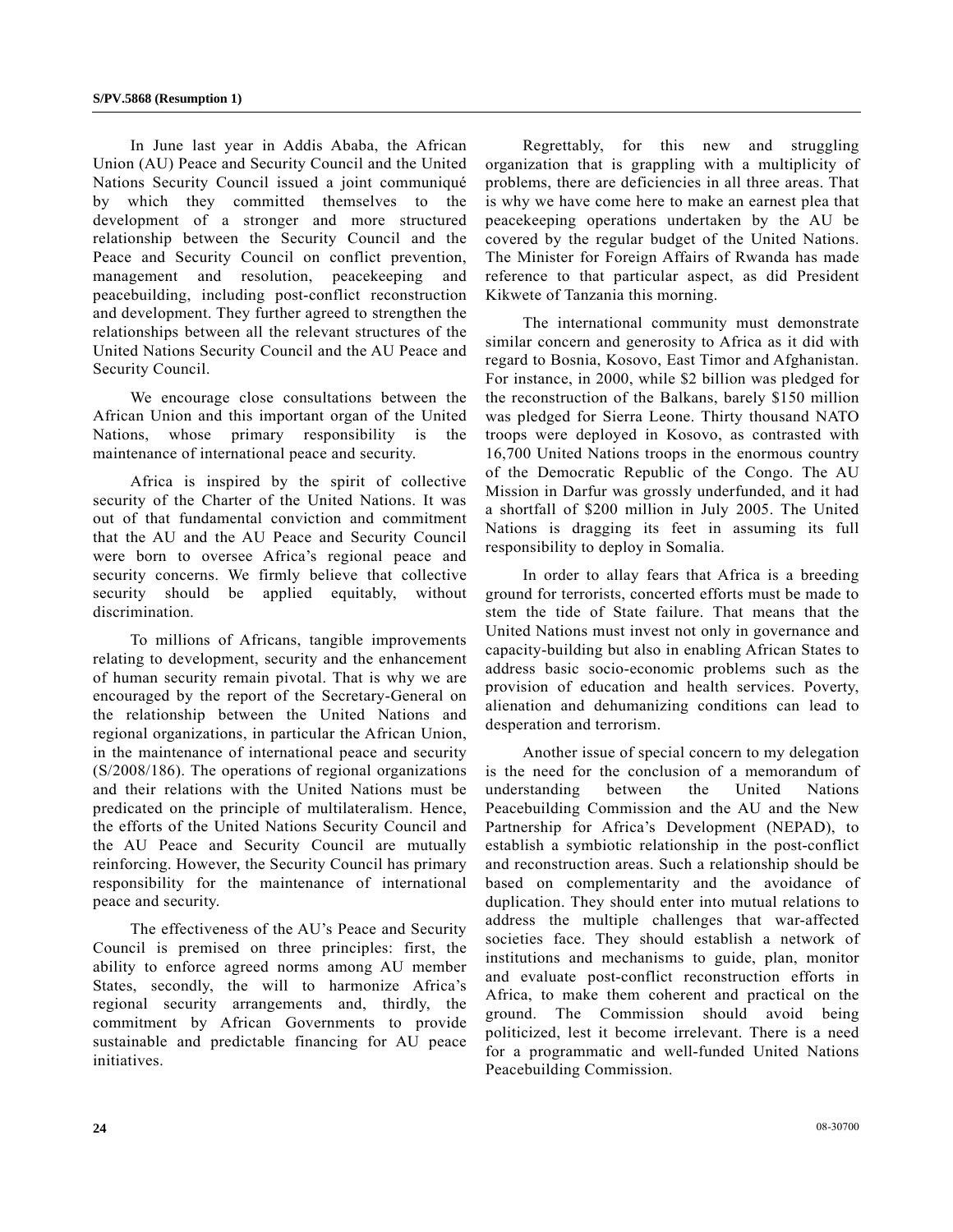In June last year in Addis Ababa, the African Union (AU) Peace and Security Council and the United Nations Security Council issued a joint communiqué by which they committed themselves to the development of a stronger and more structured relationship between the Security Council and the Peace and Security Council on conflict prevention, management and resolution, peacekeeping and peacebuilding, including post-conflict reconstruction and development. They further agreed to strengthen the relationships between all the relevant structures of the United Nations Security Council and the AU Peace and Security Council.

We encourage close consultations between the African Union and this important organ of the United Nations, whose primary responsibility is the maintenance of international peace and security.

Africa is inspired by the spirit of collective security of the Charter of the United Nations. It was out of that fundamental conviction and commitment that the AU and the AU Peace and Security Council were born to oversee Africa's regional peace and security concerns. We firmly believe that collective security should be applied equitably, without discrimination.

To millions of Africans, tangible improvements relating to development, security and the enhancement of human security remain pivotal. That is why we are encouraged by the report of the Secretary-General on the relationship between the United Nations and regional organizations, in particular the African Union, in the maintenance of international peace and security (S/2008/186). The operations of regional organizations and their relations with the United Nations must be predicated on the principle of multilateralism. Hence, the efforts of the United Nations Security Council and the AU Peace and Security Council are mutually reinforcing. However, the Security Council has primary responsibility for the maintenance of international peace and security.

The effectiveness of the AU's Peace and Security Council is premised on three principles: first, the ability to enforce agreed norms among AU member States, secondly, the will to harmonize Africa's regional security arrangements and, thirdly, the commitment by African Governments to provide sustainable and predictable financing for AU peace initiatives.

Regrettably, for this new and struggling organization that is grappling with a multiplicity of problems, there are deficiencies in all three areas. That is why we have come here to make an earnest plea that peacekeeping operations undertaken by the AU be covered by the regular budget of the United Nations. The Minister for Foreign Affairs of Rwanda has made reference to that particular aspect, as did President Kikwete of Tanzania this morning.

The international community must demonstrate similar concern and generosity to Africa as it did with regard to Bosnia, Kosovo, East Timor and Afghanistan. For instance, in 2000, while \$2 billion was pledged for the reconstruction of the Balkans, barely \$150 million was pledged for Sierra Leone. Thirty thousand NATO troops were deployed in Kosovo, as contrasted with 16,700 United Nations troops in the enormous country of the Democratic Republic of the Congo. The AU Mission in Darfur was grossly underfunded, and it had a shortfall of \$200 million in July 2005. The United Nations is dragging its feet in assuming its full responsibility to deploy in Somalia.

In order to allay fears that Africa is a breeding ground for terrorists, concerted efforts must be made to stem the tide of State failure. That means that the United Nations must invest not only in governance and capacity-building but also in enabling African States to address basic socio-economic problems such as the provision of education and health services. Poverty, alienation and dehumanizing conditions can lead to desperation and terrorism.

Another issue of special concern to my delegation is the need for the conclusion of a memorandum of understanding between the United Nations Peacebuilding Commission and the AU and the New Partnership for Africa's Development (NEPAD), to establish a symbiotic relationship in the post-conflict and reconstruction areas. Such a relationship should be based on complementarity and the avoidance of duplication. They should enter into mutual relations to address the multiple challenges that war-affected societies face. They should establish a network of institutions and mechanisms to guide, plan, monitor and evaluate post-conflict reconstruction efforts in Africa, to make them coherent and practical on the ground. The Commission should avoid being politicized, lest it become irrelevant. There is a need for a programmatic and well-funded United Nations Peacebuilding Commission.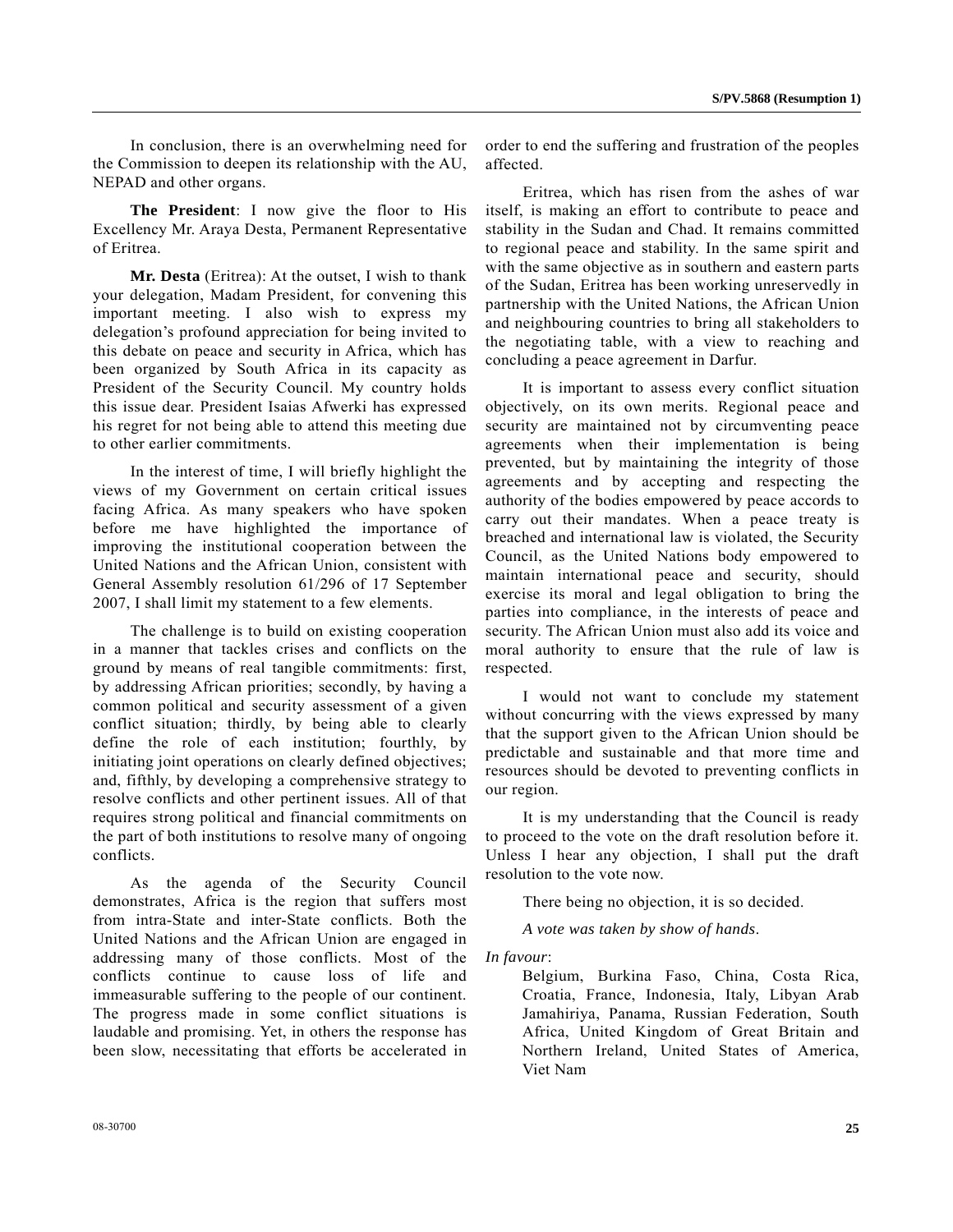In conclusion, there is an overwhelming need for the Commission to deepen its relationship with the AU, NEPAD and other organs.

**The President**: I now give the floor to His Excellency Mr. Araya Desta, Permanent Representative of Eritrea.

**Mr. Desta** (Eritrea): At the outset, I wish to thank your delegation, Madam President, for convening this important meeting. I also wish to express my delegation's profound appreciation for being invited to this debate on peace and security in Africa, which has been organized by South Africa in its capacity as President of the Security Council. My country holds this issue dear. President Isaias Afwerki has expressed his regret for not being able to attend this meeting due to other earlier commitments.

In the interest of time, I will briefly highlight the views of my Government on certain critical issues facing Africa. As many speakers who have spoken before me have highlighted the importance of improving the institutional cooperation between the United Nations and the African Union, consistent with General Assembly resolution 61/296 of 17 September 2007, I shall limit my statement to a few elements.

The challenge is to build on existing cooperation in a manner that tackles crises and conflicts on the ground by means of real tangible commitments: first, by addressing African priorities; secondly, by having a common political and security assessment of a given conflict situation; thirdly, by being able to clearly define the role of each institution; fourthly, by initiating joint operations on clearly defined objectives; and, fifthly, by developing a comprehensive strategy to resolve conflicts and other pertinent issues. All of that requires strong political and financial commitments on the part of both institutions to resolve many of ongoing conflicts.

As the agenda of the Security Council demonstrates, Africa is the region that suffers most from intra-State and inter-State conflicts. Both the United Nations and the African Union are engaged in addressing many of those conflicts. Most of the conflicts continue to cause loss of life and immeasurable suffering to the people of our continent. The progress made in some conflict situations is laudable and promising. Yet, in others the response has been slow, necessitating that efforts be accelerated in order to end the suffering and frustration of the peoples affected.

Eritrea, which has risen from the ashes of war itself, is making an effort to contribute to peace and stability in the Sudan and Chad. It remains committed to regional peace and stability. In the same spirit and with the same objective as in southern and eastern parts of the Sudan, Eritrea has been working unreservedly in partnership with the United Nations, the African Union and neighbouring countries to bring all stakeholders to the negotiating table, with a view to reaching and concluding a peace agreement in Darfur.

It is important to assess every conflict situation objectively, on its own merits. Regional peace and security are maintained not by circumventing peace agreements when their implementation is being prevented, but by maintaining the integrity of those agreements and by accepting and respecting the authority of the bodies empowered by peace accords to carry out their mandates. When a peace treaty is breached and international law is violated, the Security Council, as the United Nations body empowered to maintain international peace and security, should exercise its moral and legal obligation to bring the parties into compliance, in the interests of peace and security. The African Union must also add its voice and moral authority to ensure that the rule of law is respected.

I would not want to conclude my statement without concurring with the views expressed by many that the support given to the African Union should be predictable and sustainable and that more time and resources should be devoted to preventing conflicts in our region.

It is my understanding that the Council is ready to proceed to the vote on the draft resolution before it. Unless I hear any objection, I shall put the draft resolution to the vote now.

There being no objection, it is so decided.

*A vote was taken by show of hands*.

*In favour*:

Belgium, Burkina Faso, China, Costa Rica, Croatia, France, Indonesia, Italy, Libyan Arab Jamahiriya, Panama, Russian Federation, South Africa, United Kingdom of Great Britain and Northern Ireland, United States of America, Viet Nam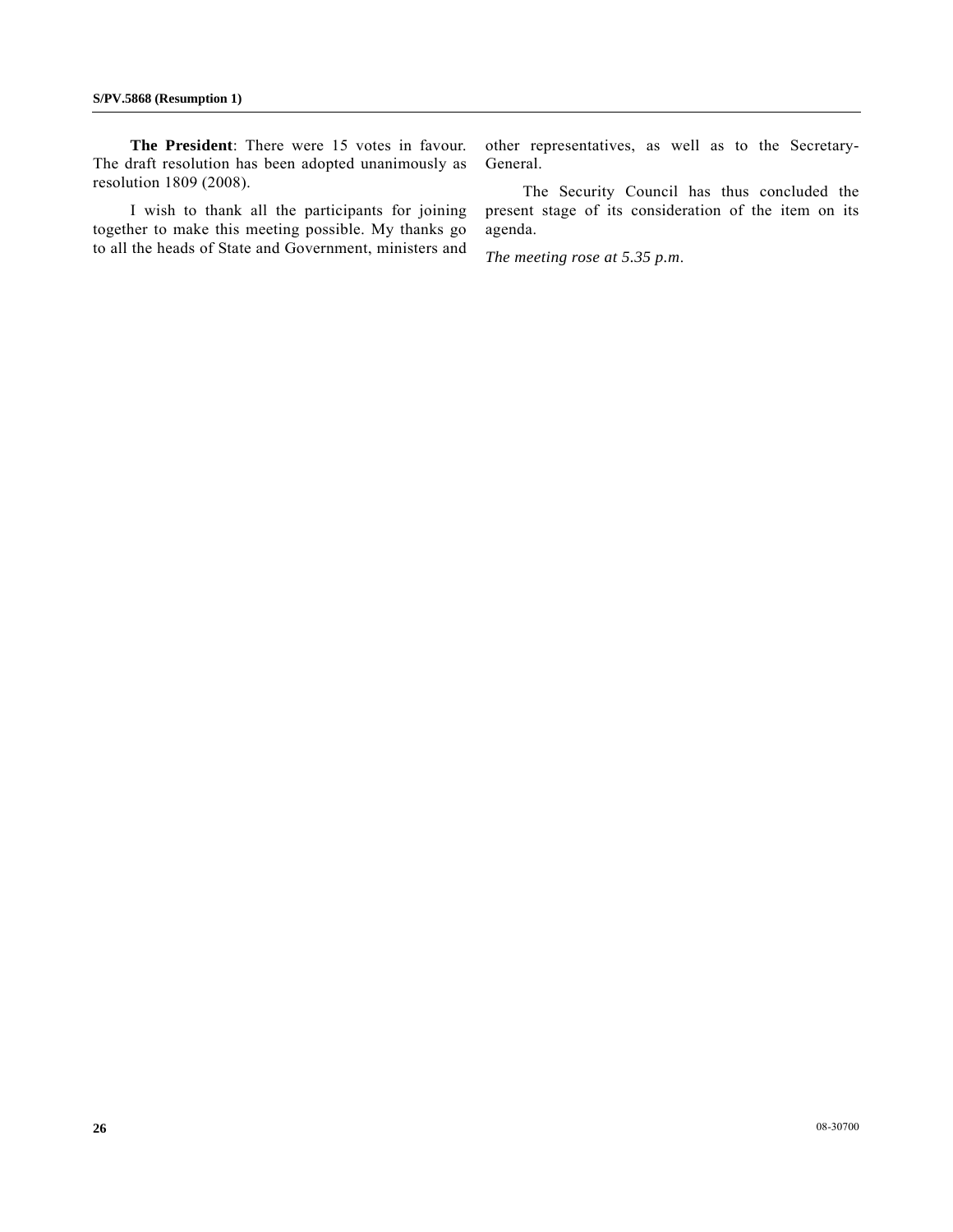**The President**: There were 15 votes in favour. The draft resolution has been adopted unanimously as resolution 1809 (2008).

I wish to thank all the participants for joining together to make this meeting possible. My thanks go to all the heads of State and Government, ministers and other representatives, as well as to the Secretary-General.

The Security Council has thus concluded the present stage of its consideration of the item on its agenda.

*The meeting rose at 5.35 p.m.*